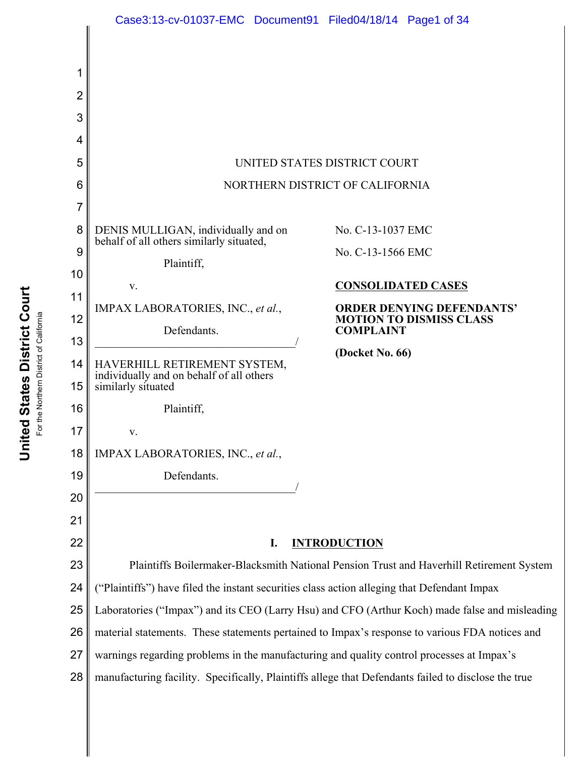UNITED STATES DISTRICT COURT

NORTHERN DISTRICT OF CALIFORNIA

DENIS MULLIGAN, individually and on behalf of all others similarly situated,

Plaintiff,

v.

IMPAX LABORATORIES, INC., *et al.*,

Defendants.

\_\_\_\_\_\_\_\_\_\_\_\_\_\_\_\_\_\_\_\_\_\_\_\_\_\_\_\_\_\_\_\_\_\_\_/

HAVERHILL RETIREMENT SYSTEM, individually and on behalf of all others similarly situated

Plaintiff,

v.

IMPAX LABORATORIES, INC., *et al.*,

Defendants.

\_\_\_\_\_\_\_\_\_\_\_\_\_\_\_\_\_\_\_\_\_\_\_\_\_\_\_\_\_\_\_\_\_\_\_/

No. C-13-1037 EMC

No. C-13-1566 EMC

**CONSOLIDATED CASES**

**ORDER DENYING DEFENDANTS' MOTION TO DISMISS CLASS COMPLAINT**

**(Docket No. 66)**

## I. INTRODUCTION

Plaintiffs Boilermaker-Blacksmith National Pension Trust and Haverhill Retirement System ("Plaintiffs") have filed the instant securities class action alleging that Defendant Impax Laboratories ("Impax") and its CEO (Larry Hsu) and CFO (Arthur Koch) made false and misleading material statements. These statements pertained to Impax's response to various FDA notices and warnings regarding problems in the manufacturing and quality control processes at Impax's manufacturing facility. Specifically, Plaintiffs allege that Defendants failed to disclose the true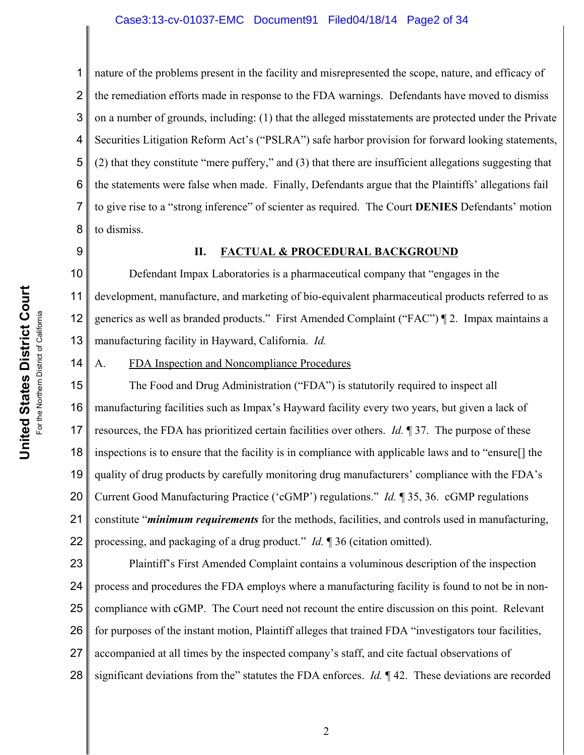nature of the problems present in the facility and misrepresented the scope, nature, and efficacy of the remediation efforts made in response to the FDA warnings. Defendants have moved to dismiss on a number of grounds, including: (1) that the alleged misstatements are protected under the Private Securities Litigation Reform Act's ("PSLRA") safe harbor provision for forward looking statements, (2) that they constitute "mere puffery," and (3) that there are insufficient allegations suggesting that the statements were false when made. Finally, Defendants argue that the Plaintiffs' allegations fail to give rise to a "strong inference" of scienter as required. The Court **DENIES** Defendants' motion to dismiss.

## II. FACTUAL & PROCEDURAL BACKGROUND

Defendant Impax Laboratories is a pharmaceutical company that "engages in the development, manufacture, and marketing of bio-equivalent pharmaceutical products referred to as generics as well as branded products." First Amended Complaint ("FAC") ¶ 2. Impax maintains a manufacturing facility in Hayward, California. *Id.*

### A. FDA Inspection and Noncompliance Procedures

The Food and Drug Administration ("FDA") is statutorily required to inspect all manufacturing facilities such as Impax's Hayward facility every two years, but given a lack of resources, the FDA has prioritized certain facilities over others. *Id.* ¶ 37. The purpose of these inspections is to ensure that the facility is in compliance with applicable laws and to "ensure[] the quality of drug products by carefully monitoring drug manufacturers' compliance with the FDA's Current Good Manufacturing Practice ('cGMP') regulations." *Id.* ¶ 35, 36. cGMP regulations constitute "***minimum requirements*** for the methods, facilities, and controls used in manufacturing, processing, and packaging of a drug product." *Id.* ¶ 36 (citation omitted).

Plaintiff's First Amended Complaint contains a voluminous description of the inspection process and procedures the FDA employs where a manufacturing facility is found to not be in non-compliance with cGMP. The Court need not recount the entire discussion on this point. Relevant for purposes of the instant motion, Plaintiff alleges that trained FDA "investigators tour facilities, accompanied at all times by the inspected company's staff, and cite factual observations of significant deviations from the" statutes the FDA enforces. *Id.* ¶ 42. These deviations are recorded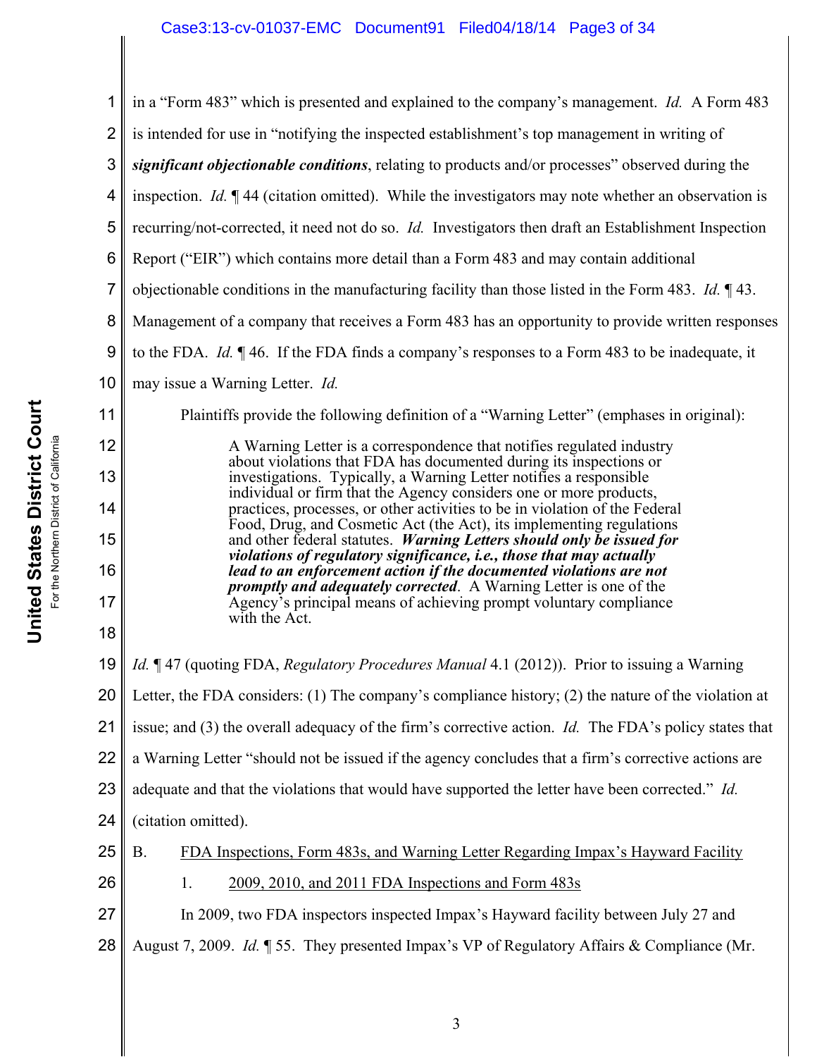in a "Form 483" which is presented and explained to the company's management. *Id.* A Form 483 is intended for use in "notifying the inspected establishment's top management in writing of ***significant objectionable conditions***, relating to products and/or processes" observed during the inspection. *Id.* ¶ 44 (citation omitted). While the investigators may note whether an observation is recurring/not-corrected, it need not do so. *Id.* Investigators then draft an Establishment Inspection Report ("EIR") which contains more detail than a Form 483 and may contain additional objectionable conditions in the manufacturing facility than those listed in the Form 483. *Id.* ¶ 43. Management of a company that receives a Form 483 has an opportunity to provide written responses to the FDA. *Id.* ¶ 46. If the FDA finds a company's responses to a Form 483 to be inadequate, it may issue a Warning Letter. *Id.*

Plaintiffs provide the following definition of a "Warning Letter" (emphases in original):

> A Warning Letter is a correspondence that notifies regulated industry about violations that FDA has documented during its inspections or investigations. Typically, a Warning Letter notifies a responsible individual or firm that the Agency considers one or more products, practices, processes, or other activities to be in violation of the Federal Food, Drug, and Cosmetic Act (the Act), its implementing regulations and other federal statutes. ***Warning Letters should only be issued for violations of regulatory significance, i.e., those that may actually lead to an enforcement action if the documented violations are not promptly and adequately corrected***. A Warning Letter is one of the Agency's principal means of achieving prompt voluntary compliance with the Act.

*Id.* ¶ 47 (quoting FDA, *Regulatory Procedures Manual* 4.1 (2012)). Prior to issuing a Warning Letter, the FDA considers: (1) The company's compliance history; (2) the nature of the violation at issue; and (3) the overall adequacy of the firm's corrective action. *Id.* The FDA's policy states that a Warning Letter "should not be issued if the agency concludes that a firm's corrective actions are adequate and that the violations that would have supported the letter have been corrected." *Id.* (citation omitted).

B. <u>FDA Inspections, Form 483s, and Warning Letter Regarding Impax's Hayward Facility</u>

1. <u>2009, 2010, and 2011 FDA Inspections and Form 483s</u>

In 2009, two FDA inspectors inspected Impax's Hayward facility between July 27 and August 7, 2009. *Id.* ¶ 55. They presented Impax's VP of Regulatory Affairs & Compliance (Mr.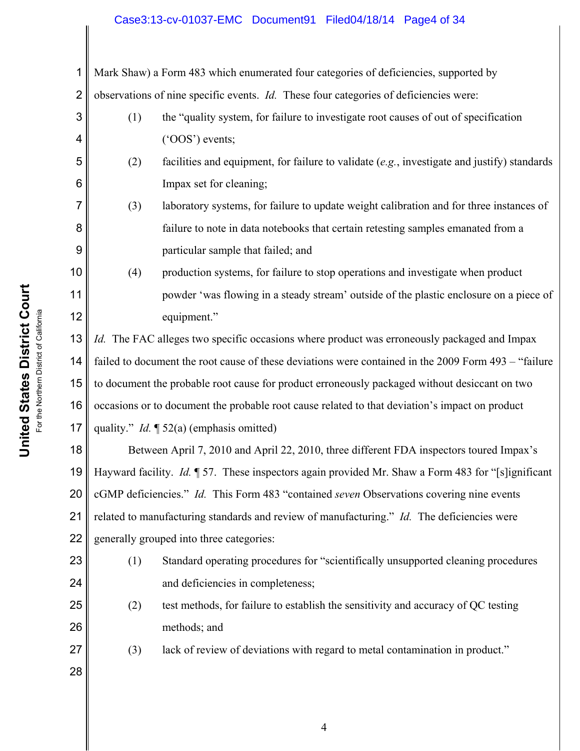Mark Shaw) a Form 483 which enumerated four categories of deficiencies, supported by observations of nine specific events. *Id.* These four categories of deficiencies were:

(1) the "quality system, for failure to investigate root causes of out of specification ('OOS') events;

(2) facilities and equipment, for failure to validate (*e.g.*, investigate and justify) standards Impax set for cleaning;

(3) laboratory systems, for failure to update weight calibration and for three instances of failure to note in data notebooks that certain retesting samples emanated from a particular sample that failed; and

(4) production systems, for failure to stop operations and investigate when product powder 'was flowing in a steady stream' outside of the plastic enclosure on a piece of equipment."

*Id.* The FAC alleges two specific occasions where product was erroneously packaged and Impax failed to document the root cause of these deviations were contained in the 2009 Form 493 – "failure to document the probable root cause for product erroneously packaged without desiccant on two occasions or to document the probable root cause related to that deviation's impact on product quality." *Id.* ¶ 52(a) (emphasis omitted)

Between April 7, 2010 and April 22, 2010, three different FDA inspectors toured Impax's Hayward facility. *Id.* ¶ 57. These inspectors again provided Mr. Shaw a Form 483 for "[s]ignificant cGMP deficiencies." *Id.* This Form 483 "contained *seven* Observations covering nine events related to manufacturing standards and review of manufacturing." *Id.* The deficiencies were generally grouped into three categories:

(1) Standard operating procedures for "scientifically unsupported cleaning procedures and deficiencies in completeness;

(2) test methods, for failure to establish the sensitivity and accuracy of QC testing methods; and

(3) lack of review of deviations with regard to metal contamination in product."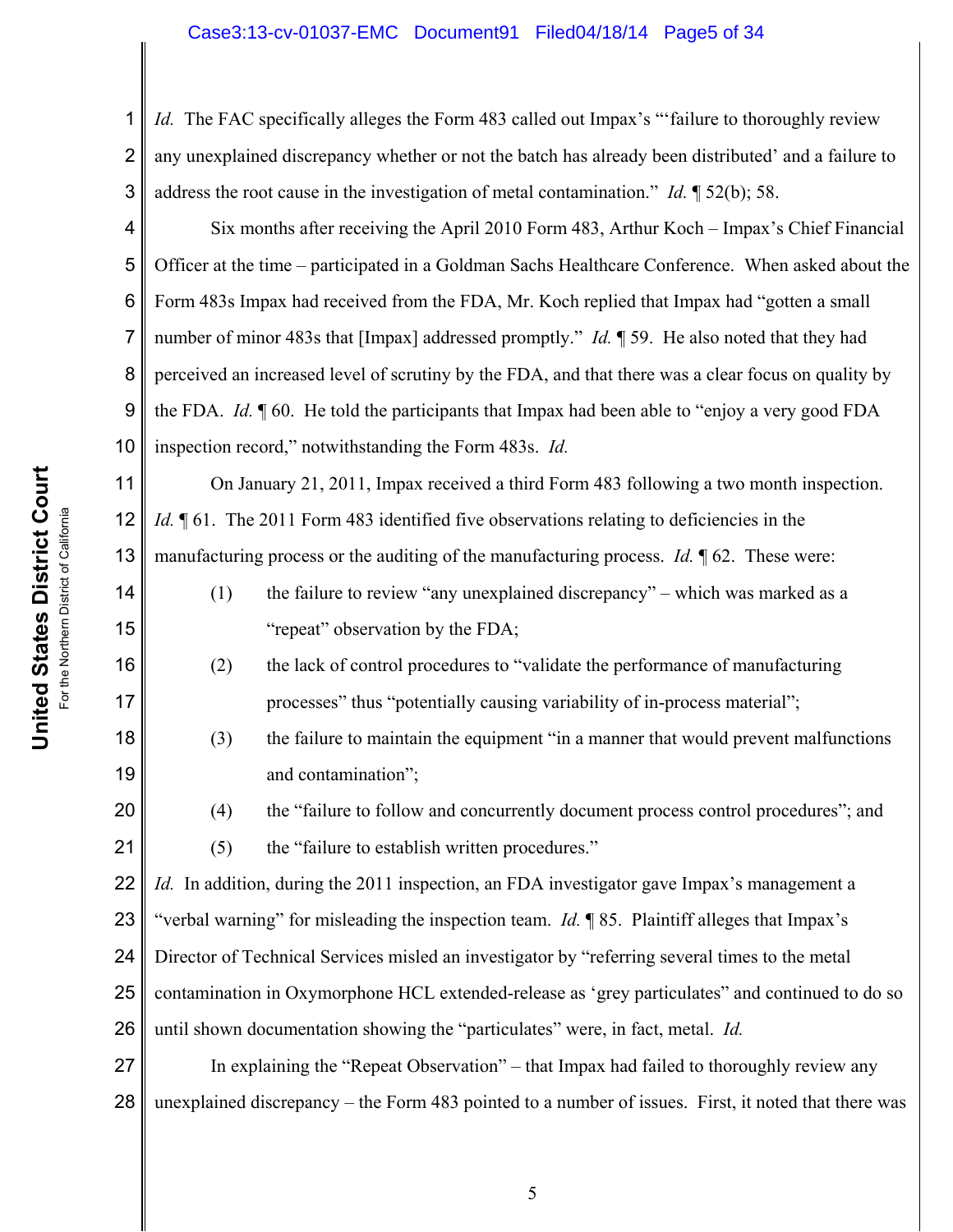*Id.* The FAC specifically alleges the Form 483 called out Impax's "'failure to thoroughly review any unexplained discrepancy whether or not the batch has already been distributed' and a failure to address the root cause in the investigation of metal contamination." *Id.* ¶ 52(b); 58.

Six months after receiving the April 2010 Form 483, Arthur Koch – Impax's Chief Financial Officer at the time – participated in a Goldman Sachs Healthcare Conference. When asked about the Form 483s Impax had received from the FDA, Mr. Koch replied that Impax had "gotten a small number of minor 483s that [Impax] addressed promptly." *Id.* ¶ 59. He also noted that they had perceived an increased level of scrutiny by the FDA, and that there was a clear focus on quality by the FDA. *Id.* ¶ 60. He told the participants that Impax had been able to "enjoy a very good FDA inspection record," notwithstanding the Form 483s. *Id.*

On January 21, 2011, Impax received a third Form 483 following a two month inspection. *Id.* ¶ 61. The 2011 Form 483 identified five observations relating to deficiencies in the manufacturing process or the auditing of the manufacturing process. *Id.* ¶ 62. These were:

(1) the failure to review "any unexplained discrepancy" – which was marked as a "repeat" observation by the FDA;

(2) the lack of control procedures to "validate the performance of manufacturing processes" thus "potentially causing variability of in-process material";

(3) the failure to maintain the equipment "in a manner that would prevent malfunctions and contamination";

(4) the "failure to follow and concurrently document process control procedures"; and

(5) the "failure to establish written procedures."

*Id.* In addition, during the 2011 inspection, an FDA investigator gave Impax's management a "verbal warning" for misleading the inspection team. *Id.* ¶ 85. Plaintiff alleges that Impax's Director of Technical Services misled an investigator by "referring several times to the metal contamination in Oxymorphone HCL extended-release as 'grey particulates" and continued to do so until shown documentation showing the "particulates" were, in fact, metal. *Id.*

In explaining the "Repeat Observation" – that Impax had failed to thoroughly review any unexplained discrepancy – the Form 483 pointed to a number of issues. First, it noted that there was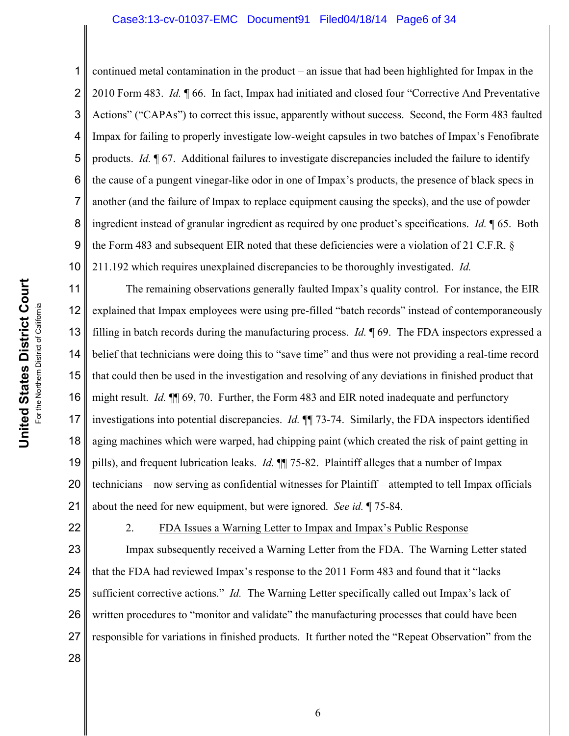continued metal contamination in the product – an issue that had been highlighted for Impax in the 2010 Form 483. *Id.* ¶ 66. In fact, Impax had initiated and closed four "Corrective And Preventative Actions" ("CAPAs") to correct this issue, apparently without success. Second, the Form 483 faulted Impax for failing to properly investigate low-weight capsules in two batches of Impax's Fenofibrate products. *Id.* ¶ 67. Additional failures to investigate discrepancies included the failure to identify the cause of a pungent vinegar-like odor in one of Impax's products, the presence of black specs in another (and the failure of Impax to replace equipment causing the specks), and the use of powder ingredient instead of granular ingredient as required by one product's specifications. *Id.* ¶ 65. Both the Form 483 and subsequent EIR noted that these deficiencies were a violation of 21 C.F.R. § 211.192 which requires unexplained discrepancies to be thoroughly investigated. *Id.*

The remaining observations generally faulted Impax's quality control. For instance, the EIR explained that Impax employees were using pre-filled "batch records" instead of contemporaneously filling in batch records during the manufacturing process. *Id.* ¶ 69. The FDA inspectors expressed a belief that technicians were doing this to "save time" and thus were not providing a real-time record that could then be used in the investigation and resolving of any deviations in finished product that might result. *Id.* ¶¶ 69, 70. Further, the Form 483 and EIR noted inadequate and perfunctory investigations into potential discrepancies. *Id.* ¶¶ 73-74. Similarly, the FDA inspectors identified aging machines which were warped, had chipping paint (which created the risk of paint getting in pills), and frequent lubrication leaks. *Id.* ¶¶ 75-82. Plaintiff alleges that a number of Impax technicians – now serving as confidential witnesses for Plaintiff – attempted to tell Impax officials about the need for new equipment, but were ignored. *See id.* ¶ 75-84.

2. FDA Issues a Warning Letter to Impax and Impax's Public Response

Impax subsequently received a Warning Letter from the FDA. The Warning Letter stated that the FDA had reviewed Impax's response to the 2011 Form 483 and found that it "lacks sufficient corrective actions." *Id.* The Warning Letter specifically called out Impax's lack of written procedures to "monitor and validate" the manufacturing processes that could have been responsible for variations in finished products. It further noted the "Repeat Observation" from the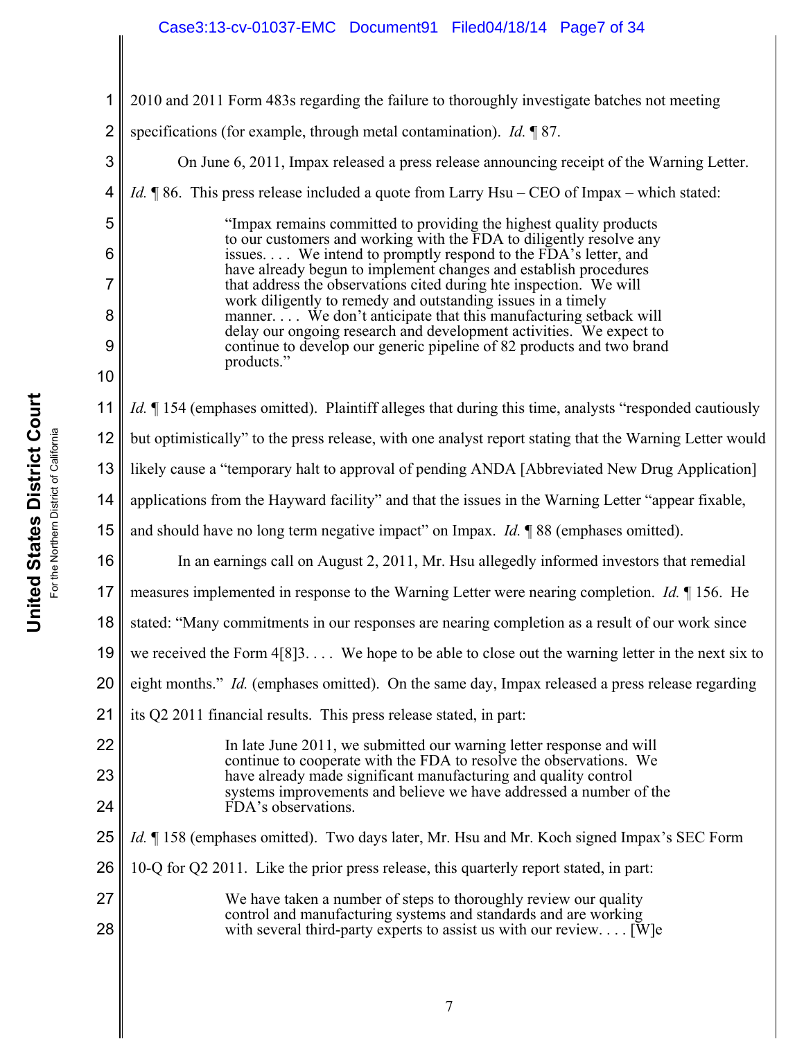2010 and 2011 Form 483s regarding the failure to thoroughly investigate batches not meeting specifications (for example, through metal contamination). *Id.* ¶ 87.

On June 6, 2011, Impax released a press release announcing receipt of the Warning Letter. *Id.* ¶ 86. This press release included a quote from Larry Hsu – CEO of Impax – which stated:

> "Impax remains committed to providing the highest quality products to our customers and working with the FDA to diligently resolve any issues. . . . We intend to promptly respond to the FDA's letter, and have already begun to implement changes and establish procedures that address the observations cited during hte inspection. We will work diligently to remedy and outstanding issues in a timely manner. . . . We don't anticipate that this manufacturing setback will delay our ongoing research and development activities. We expect to continue to develop our generic pipeline of 82 products and two brand products."

*Id.* ¶ 154 (emphases omitted). Plaintiff alleges that during this time, analysts "responded cautiously but optimistically" to the press release, with one analyst report stating that the Warning Letter would likely cause a "temporary halt to approval of pending ANDA [Abbreviated New Drug Application] applications from the Hayward facility" and that the issues in the Warning Letter "appear fixable, and should have no long term negative impact" on Impax. *Id.* ¶ 88 (emphases omitted).

In an earnings call on August 2, 2011, Mr. Hsu allegedly informed investors that remedial measures implemented in response to the Warning Letter were nearing completion. *Id.* ¶ 156. He stated: "Many commitments in our responses are nearing completion as a result of our work since we received the Form 4[8]3. . . . We hope to be able to close out the warning letter in the next six to eight months." *Id.* (emphases omitted). On the same day, Impax released a press release regarding its Q2 2011 financial results. This press release stated, in part:

> In late June 2011, we submitted our warning letter response and will continue to cooperate with the FDA to resolve the observations. We have already made significant manufacturing and quality control systems improvements and believe we have addressed a number of the FDA's observations.

*Id.* ¶ 158 (emphases omitted). Two days later, Mr. Hsu and Mr. Koch signed Impax's SEC Form 10-Q for Q2 2011. Like the prior press release, this quarterly report stated, in part:

> We have taken a number of steps to thoroughly review our quality control and manufacturing systems and standards and are working with several third-party experts to assist us with our review. . . . [W]e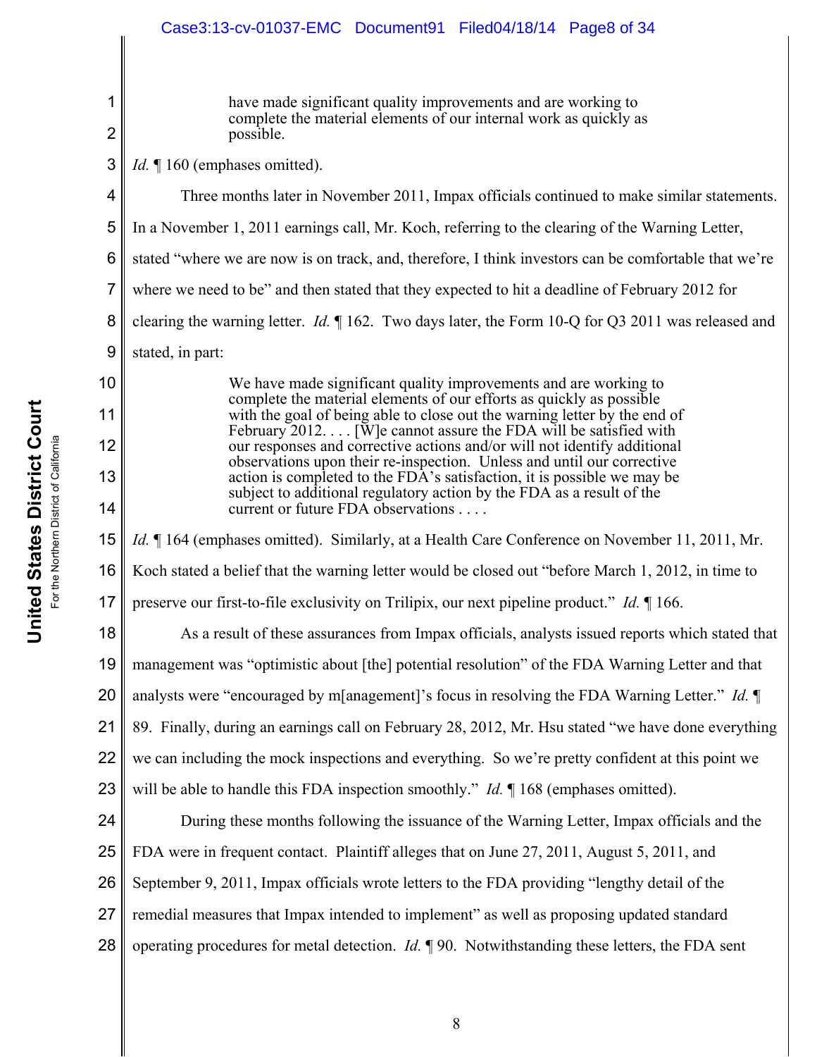> have made significant quality improvements and are working to complete the material elements of our internal work as quickly as possible.

*Id.* ¶ 160 (emphases omitted).

Three months later in November 2011, Impax officials continued to make similar statements. In a November 1, 2011 earnings call, Mr. Koch, referring to the clearing of the Warning Letter, stated "where we are now is on track, and, therefore, I think investors can be comfortable that we're where we need to be" and then stated that they expected to hit a deadline of February 2012 for clearing the warning letter. *Id.* ¶ 162. Two days later, the Form 10-Q for Q3 2011 was released and stated, in part:

> We have made significant quality improvements and are working to complete the material elements of our efforts as quickly as possible with the goal of being able to close out the warning letter by the end of February 2012. . . . [W]e cannot assure the FDA will be satisfied with our responses and corrective actions and/or will not identify additional observations upon their re-inspection. Unless and until our corrective action is completed to the FDA's satisfaction, it is possible we may be subject to additional regulatory action by the FDA as a result of the current or future FDA observations . . . .

*Id.* ¶ 164 (emphases omitted). Similarly, at a Health Care Conference on November 11, 2011, Mr. Koch stated a belief that the warning letter would be closed out "before March 1, 2012, in time to preserve our first-to-file exclusivity on Trilipix, our next pipeline product." *Id.* ¶ 166.

As a result of these assurances from Impax officials, analysts issued reports which stated that management was "optimistic about [the] potential resolution" of the FDA Warning Letter and that analysts were "encouraged by m[anagement]'s focus in resolving the FDA Warning Letter." *Id.* ¶ 89. Finally, during an earnings call on February 28, 2012, Mr. Hsu stated "we have done everything we can including the mock inspections and everything. So we're pretty confident at this point we will be able to handle this FDA inspection smoothly." *Id.* ¶ 168 (emphases omitted).

During these months following the issuance of the Warning Letter, Impax officials and the FDA were in frequent contact. Plaintiff alleges that on June 27, 2011, August 5, 2011, and September 9, 2011, Impax officials wrote letters to the FDA providing "lengthy detail of the remedial measures that Impax intended to implement" as well as proposing updated standard operating procedures for metal detection. *Id.* ¶ 90. Notwithstanding these letters, the FDA sent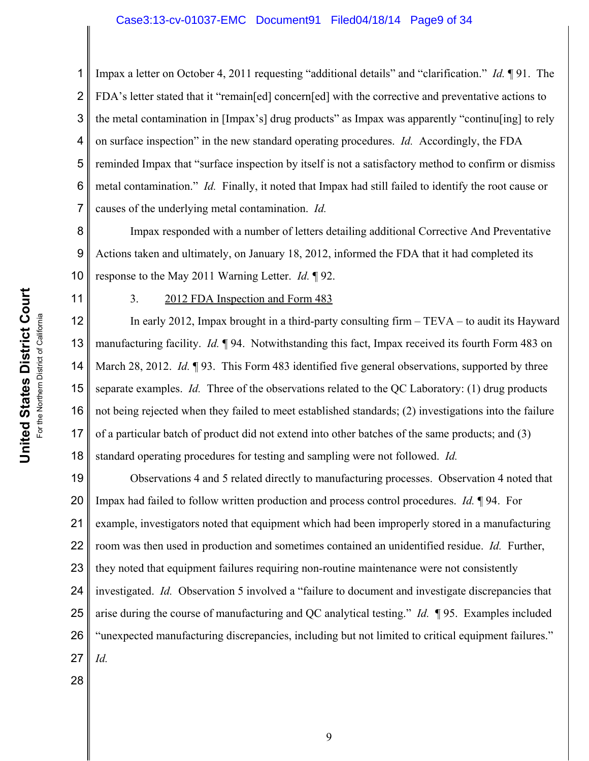Impax a letter on October 4, 2011 requesting "additional details" and "clarification." *Id.* ¶ 91. The FDA's letter stated that it "remain[ed] concern[ed] with the corrective and preventative actions to the metal contamination in [Impax's] drug products" as Impax was apparently "continu[ing] to rely on surface inspection" in the new standard operating procedures. *Id.* Accordingly, the FDA reminded Impax that "surface inspection by itself is not a satisfactory method to confirm or dismiss metal contamination." *Id.* Finally, it noted that Impax had still failed to identify the root cause or causes of the underlying metal contamination. *Id.*

Impax responded with a number of letters detailing additional Corrective And Preventative Actions taken and ultimately, on January 18, 2012, informed the FDA that it had completed its response to the May 2011 Warning Letter. *Id.* ¶ 92.

3. <u>2012 FDA Inspection and Form 483</u>

In early 2012, Impax brought in a third-party consulting firm – TEVA – to audit its Hayward manufacturing facility. *Id.* ¶ 94. Notwithstanding this fact, Impax received its fourth Form 483 on March 28, 2012. *Id.* ¶ 93. This Form 483 identified five general observations, supported by three separate examples. *Id.* Three of the observations related to the QC Laboratory: (1) drug products not being rejected when they failed to meet established standards; (2) investigations into the failure of a particular batch of product did not extend into other batches of the same products; and (3) standard operating procedures for testing and sampling were not followed. *Id.*

Observations 4 and 5 related directly to manufacturing processes. Observation 4 noted that Impax had failed to follow written production and process control procedures. *Id.* ¶ 94. For example, investigators noted that equipment which had been improperly stored in a manufacturing room was then used in production and sometimes contained an unidentified residue. *Id.* Further, they noted that equipment failures requiring non-routine maintenance were not consistently investigated. *Id.* Observation 5 involved a "failure to document and investigate discrepancies that arise during the course of manufacturing and QC analytical testing." *Id.* ¶ 95. Examples included "unexpected manufacturing discrepancies, including but not limited to critical equipment failures." *Id.*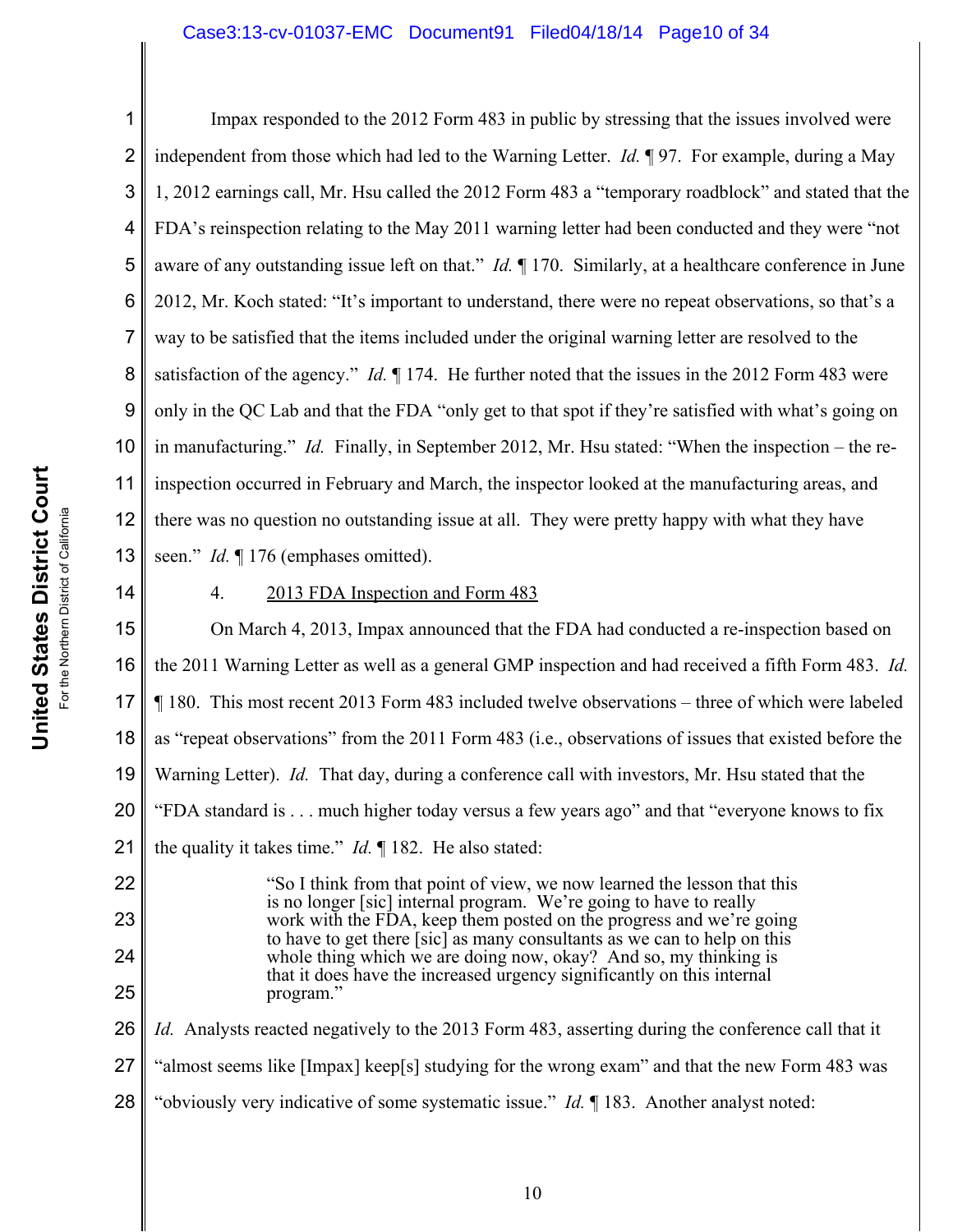Impax responded to the 2012 Form 483 in public by stressing that the issues involved were independent from those which had led to the Warning Letter. *Id.* ¶ 97. For example, during a May 1, 2012 earnings call, Mr. Hsu called the 2012 Form 483 a "temporary roadblock" and stated that the FDA's reinspection relating to the May 2011 warning letter had been conducted and they were "not aware of any outstanding issue left on that." *Id.* ¶ 170. Similarly, at a healthcare conference in June 2012, Mr. Koch stated: "It's important to understand, there were no repeat observations, so that's a way to be satisfied that the items included under the original warning letter are resolved to the satisfaction of the agency." *Id.* ¶ 174. He further noted that the issues in the 2012 Form 483 were only in the QC Lab and that the FDA "only get to that spot if they're satisfied with what's going on in manufacturing." *Id.* Finally, in September 2012, Mr. Hsu stated: "When the inspection – the re-inspection occurred in February and March, the inspector looked at the manufacturing areas, and there was no question no outstanding issue at all. They were pretty happy with what they have seen." *Id.* ¶ 176 (emphases omitted).

4. <u>2013 FDA Inspection and Form 483</u>

On March 4, 2013, Impax announced that the FDA had conducted a re-inspection based on the 2011 Warning Letter as well as a general GMP inspection and had received a fifth Form 483. *Id.* ¶ 180. This most recent 2013 Form 483 included twelve observations – three of which were labeled as "repeat observations" from the 2011 Form 483 (i.e., observations of issues that existed before the Warning Letter). *Id.* That day, during a conference call with investors, Mr. Hsu stated that the "FDA standard is . . . much higher today versus a few years ago" and that "everyone knows to fix the quality it takes time." *Id.* ¶ 182. He also stated:

> "So I think from that point of view, we now learned the lesson that this is no longer [sic] internal program. We're going to have to really work with the FDA, keep them posted on the progress and we're going to have to get there [sic] as many consultants as we can to help on this whole thing which we are doing now, okay? And so, my thinking is that it does have the increased urgency significantly on this internal program."

*Id.* Analysts reacted negatively to the 2013 Form 483, asserting during the conference call that it "almost seems like [Impax] keep[s] studying for the wrong exam" and that the new Form 483 was "obviously very indicative of some systematic issue." *Id.* ¶ 183. Another analyst noted: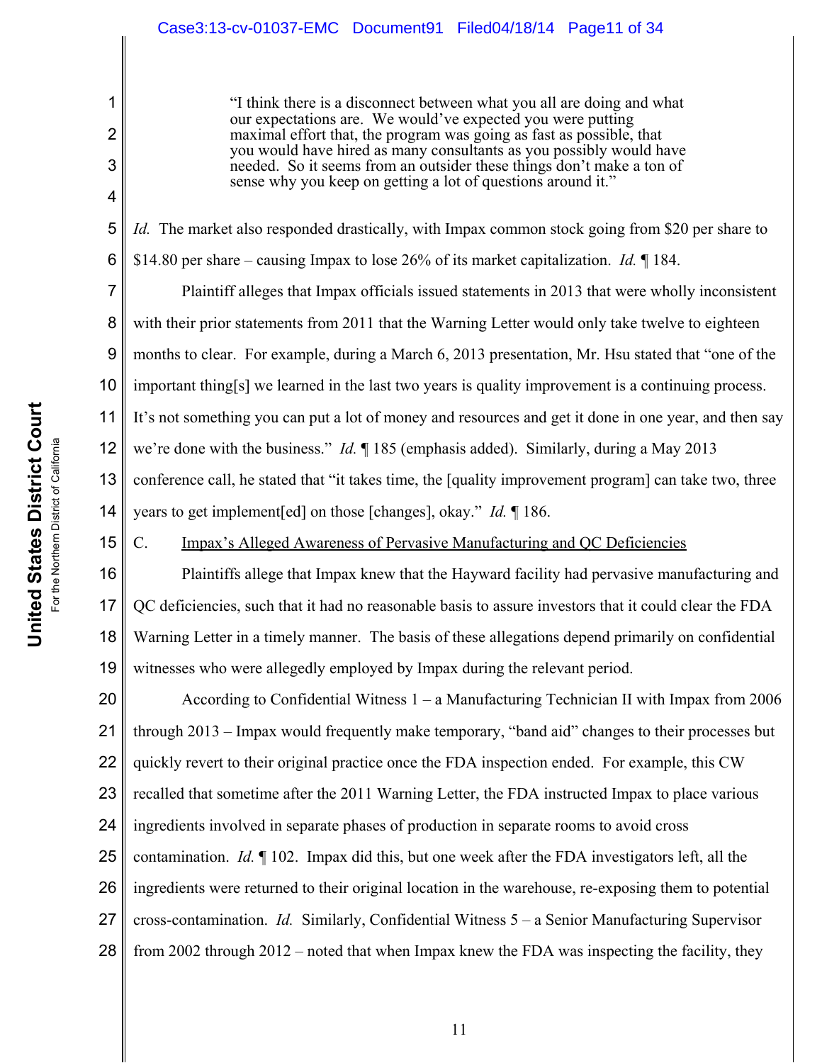> "I think there is a disconnect between what you all are doing and what our expectations are. We would've expected you were putting maximal effort that, the program was going as fast as possible, that you would have hired as many consultants as you possibly would have needed. So it seems from an outsider these things don't make a ton of sense why you keep on getting a lot of questions around it."

*Id.* The market also responded drastically, with Impax common stock going from $20 per share to $14.80 per share – causing Impax to lose 26% of its market capitalization. *Id.* ¶ 184.

Plaintiff alleges that Impax officials issued statements in 2013 that were wholly inconsistent with their prior statements from 2011 that the Warning Letter would only take twelve to eighteen months to clear. For example, during a March 6, 2013 presentation, Mr. Hsu stated that "one of the important thing[s] we learned in the last two years is quality improvement is a continuing process. It's not something you can put a lot of money and resources and get it done in one year, and then say we're done with the business." *Id.* ¶ 185 (emphasis added). Similarly, during a May 2013 conference call, he stated that "it takes time, the [quality improvement program] can take two, three years to get implement[ed] on those [changes], okay." *Id.* ¶ 186.

C. Impax's Alleged Awareness of Pervasive Manufacturing and QC Deficiencies

Plaintiffs allege that Impax knew that the Hayward facility had pervasive manufacturing and QC deficiencies, such that it had no reasonable basis to assure investors that it could clear the FDA Warning Letter in a timely manner. The basis of these allegations depend primarily on confidential witnesses who were allegedly employed by Impax during the relevant period.

According to Confidential Witness 1 – a Manufacturing Technician II with Impax from 2006 through 2013 – Impax would frequently make temporary, "band aid" changes to their processes but quickly revert to their original practice once the FDA inspection ended. For example, this CW recalled that sometime after the 2011 Warning Letter, the FDA instructed Impax to place various ingredients involved in separate phases of production in separate rooms to avoid cross contamination. *Id.* ¶ 102. Impax did this, but one week after the FDA investigators left, all the ingredients were returned to their original location in the warehouse, re-exposing them to potential cross-contamination. *Id.* Similarly, Confidential Witness 5 – a Senior Manufacturing Supervisor from 2002 through 2012 – noted that when Impax knew the FDA was inspecting the facility, they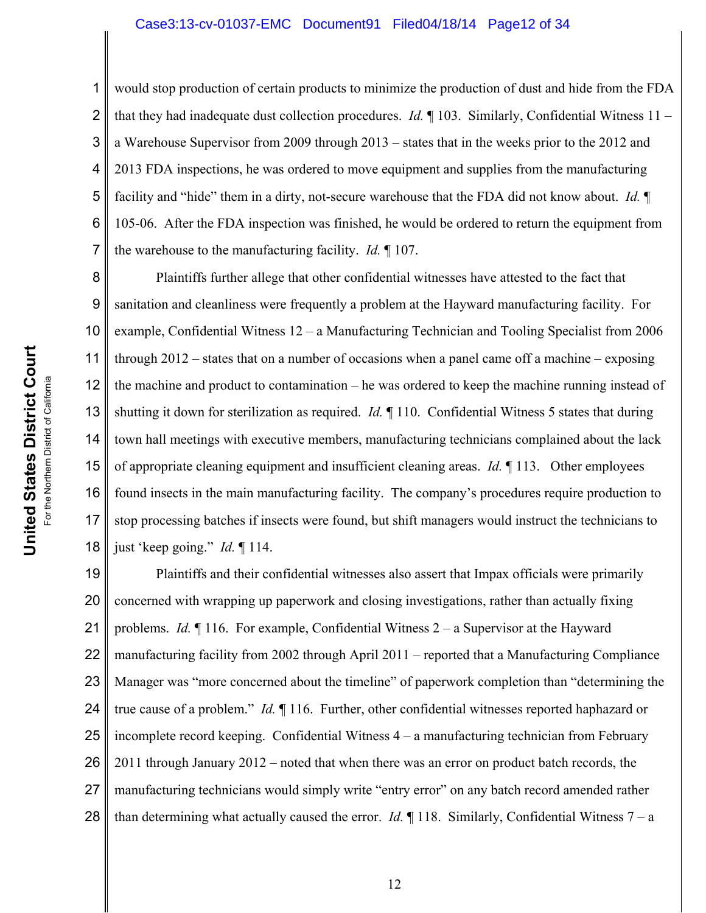would stop production of certain products to minimize the production of dust and hide from the FDA that they had inadequate dust collection procedures. *Id.* ¶ 103. Similarly, Confidential Witness 11 – a Warehouse Supervisor from 2009 through 2013 – states that in the weeks prior to the 2012 and 2013 FDA inspections, he was ordered to move equipment and supplies from the manufacturing facility and "hide" them in a dirty, not-secure warehouse that the FDA did not know about. *Id.* ¶ 105-06. After the FDA inspection was finished, he would be ordered to return the equipment from the warehouse to the manufacturing facility. *Id.* ¶ 107.

Plaintiffs further allege that other confidential witnesses have attested to the fact that sanitation and cleanliness were frequently a problem at the Hayward manufacturing facility. For example, Confidential Witness 12 – a Manufacturing Technician and Tooling Specialist from 2006 through 2012 – states that on a number of occasions when a panel came off a machine – exposing the machine and product to contamination – he was ordered to keep the machine running instead of shutting it down for sterilization as required. *Id.* ¶ 110. Confidential Witness 5 states that during town hall meetings with executive members, manufacturing technicians complained about the lack of appropriate cleaning equipment and insufficient cleaning areas. *Id.* ¶ 113. Other employees found insects in the main manufacturing facility. The company's procedures require production to stop processing batches if insects were found, but shift managers would instruct the technicians to just 'keep going." *Id.* ¶ 114.

Plaintiffs and their confidential witnesses also assert that Impax officials were primarily concerned with wrapping up paperwork and closing investigations, rather than actually fixing problems. *Id.* ¶ 116. For example, Confidential Witness 2 – a Supervisor at the Hayward manufacturing facility from 2002 through April 2011 – reported that a Manufacturing Compliance Manager was "more concerned about the timeline" of paperwork completion than "determining the true cause of a problem." *Id.* ¶ 116. Further, other confidential witnesses reported haphazard or incomplete record keeping. Confidential Witness 4 – a manufacturing technician from February 2011 through January 2012 – noted that when there was an error on product batch records, the manufacturing technicians would simply write "entry error" on any batch record amended rather than determining what actually caused the error. *Id.* ¶ 118. Similarly, Confidential Witness 7 – a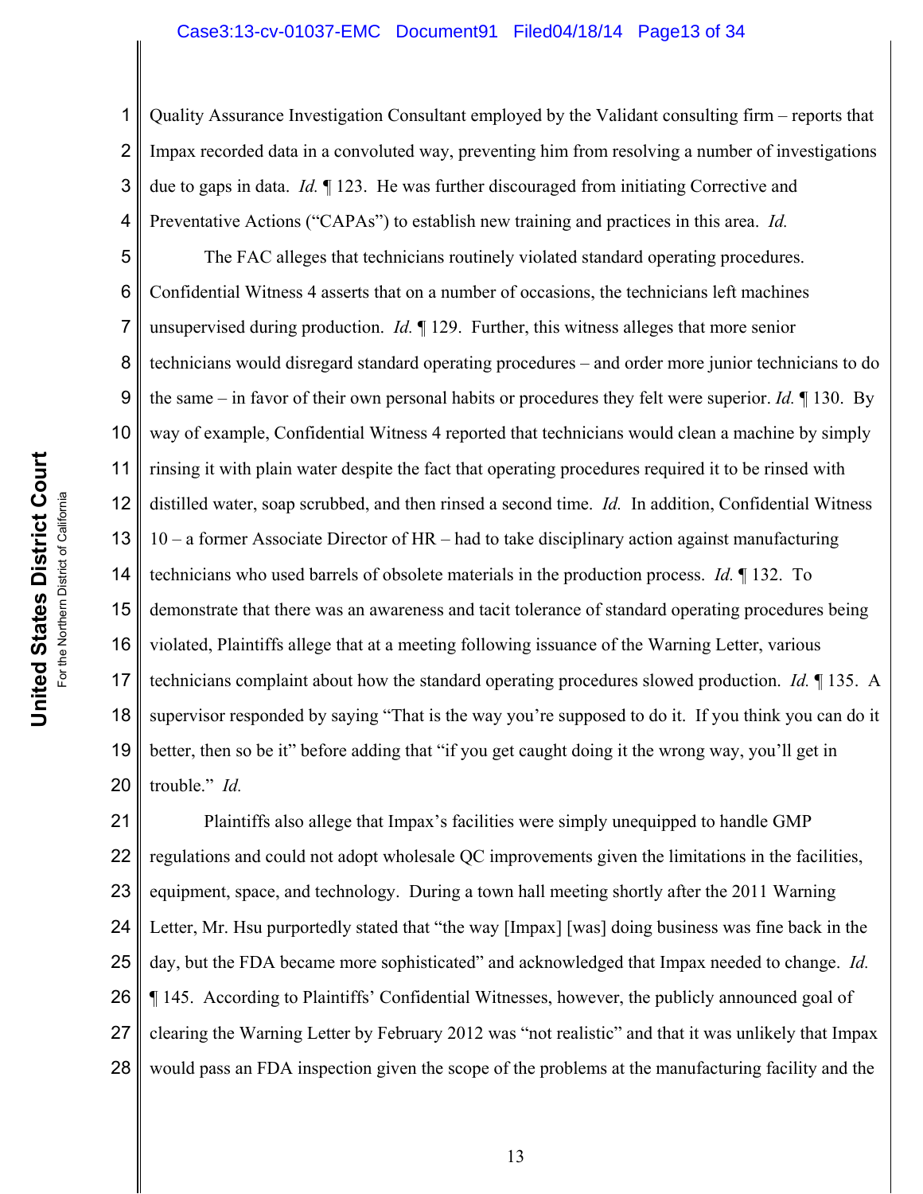Quality Assurance Investigation Consultant employed by the Validant consulting firm – reports that Impax recorded data in a convoluted way, preventing him from resolving a number of investigations due to gaps in data. *Id.* ¶ 123. He was further discouraged from initiating Corrective and Preventative Actions ("CAPAs") to establish new training and practices in this area. *Id.*

The FAC alleges that technicians routinely violated standard operating procedures. Confidential Witness 4 asserts that on a number of occasions, the technicians left machines unsupervised during production. *Id.* ¶ 129. Further, this witness alleges that more senior technicians would disregard standard operating procedures – and order more junior technicians to do the same – in favor of their own personal habits or procedures they felt were superior. *Id.* ¶ 130. By way of example, Confidential Witness 4 reported that technicians would clean a machine by simply rinsing it with plain water despite the fact that operating procedures required it to be rinsed with distilled water, soap scrubbed, and then rinsed a second time. *Id.* In addition, Confidential Witness 10 – a former Associate Director of HR – had to take disciplinary action against manufacturing technicians who used barrels of obsolete materials in the production process. *Id.* ¶ 132. To demonstrate that there was an awareness and tacit tolerance of standard operating procedures being violated, Plaintiffs allege that at a meeting following issuance of the Warning Letter, various technicians complaint about how the standard operating procedures slowed production. *Id.* ¶ 135. A supervisor responded by saying "That is the way you're supposed to do it. If you think you can do it better, then so be it" before adding that "if you get caught doing it the wrong way, you'll get in trouble." *Id.*

Plaintiffs also allege that Impax's facilities were simply unequipped to handle GMP regulations and could not adopt wholesale QC improvements given the limitations in the facilities, equipment, space, and technology. During a town hall meeting shortly after the 2011 Warning Letter, Mr. Hsu purportedly stated that "the way [Impax] [was] doing business was fine back in the day, but the FDA became more sophisticated" and acknowledged that Impax needed to change. *Id.* ¶ 145. According to Plaintiffs' Confidential Witnesses, however, the publicly announced goal of clearing the Warning Letter by February 2012 was "not realistic" and that it was unlikely that Impax would pass an FDA inspection given the scope of the problems at the manufacturing facility and the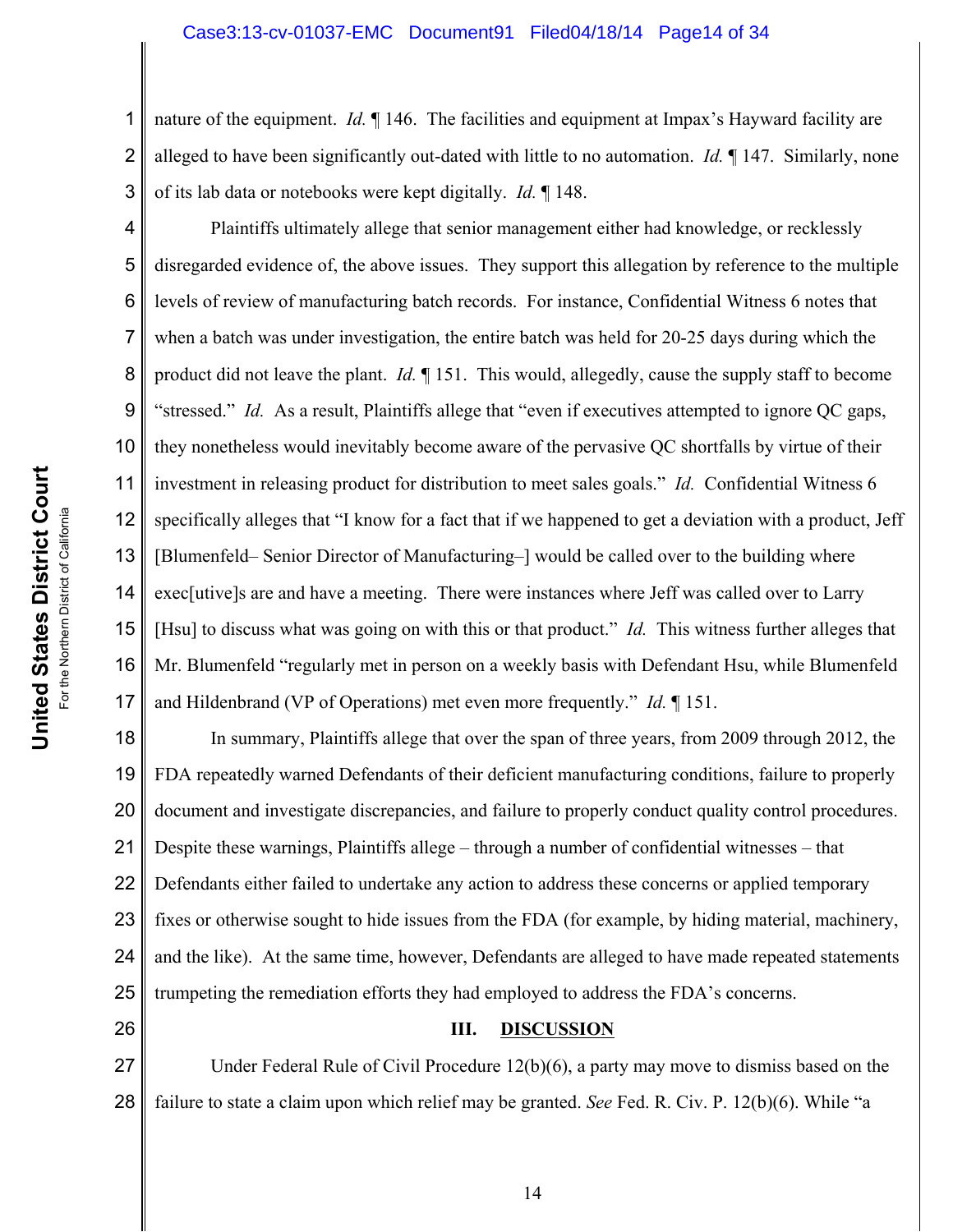nature of the equipment. *Id.* ¶ 146. The facilities and equipment at Impax's Hayward facility are alleged to have been significantly out-dated with little to no automation. *Id.* ¶ 147. Similarly, none of its lab data or notebooks were kept digitally. *Id.* ¶ 148.

Plaintiffs ultimately allege that senior management either had knowledge, or recklessly disregarded evidence of, the above issues. They support this allegation by reference to the multiple levels of review of manufacturing batch records. For instance, Confidential Witness 6 notes that when a batch was under investigation, the entire batch was held for 20-25 days during which the product did not leave the plant. *Id.* ¶ 151. This would, allegedly, cause the supply staff to become "stressed." *Id.* As a result, Plaintiffs allege that "even if executives attempted to ignore QC gaps, they nonetheless would inevitably become aware of the pervasive QC shortfalls by virtue of their investment in releasing product for distribution to meet sales goals." *Id.* Confidential Witness 6 specifically alleges that "I know for a fact that if we happened to get a deviation with a product, Jeff [Blumenfeld– Senior Director of Manufacturing–] would be called over to the building where exec[utive]s are and have a meeting. There were instances where Jeff was called over to Larry [Hsu] to discuss what was going on with this or that product." *Id.* This witness further alleges that Mr. Blumenfeld "regularly met in person on a weekly basis with Defendant Hsu, while Blumenfeld and Hildenbrand (VP of Operations) met even more frequently." *Id.* ¶ 151.

In summary, Plaintiffs allege that over the span of three years, from 2009 through 2012, the FDA repeatedly warned Defendants of their deficient manufacturing conditions, failure to properly document and investigate discrepancies, and failure to properly conduct quality control procedures. Despite these warnings, Plaintiffs allege – through a number of confidential witnesses – that Defendants either failed to undertake any action to address these concerns or applied temporary fixes or otherwise sought to hide issues from the FDA (for example, by hiding material, machinery, and the like). At the same time, however, Defendants are alleged to have made repeated statements trumpeting the remediation efforts they had employed to address the FDA's concerns.

## III. DISCUSSION

Under Federal Rule of Civil Procedure 12(b)(6), a party may move to dismiss based on the failure to state a claim upon which relief may be granted. *See* Fed. R. Civ. P. 12(b)(6). While "a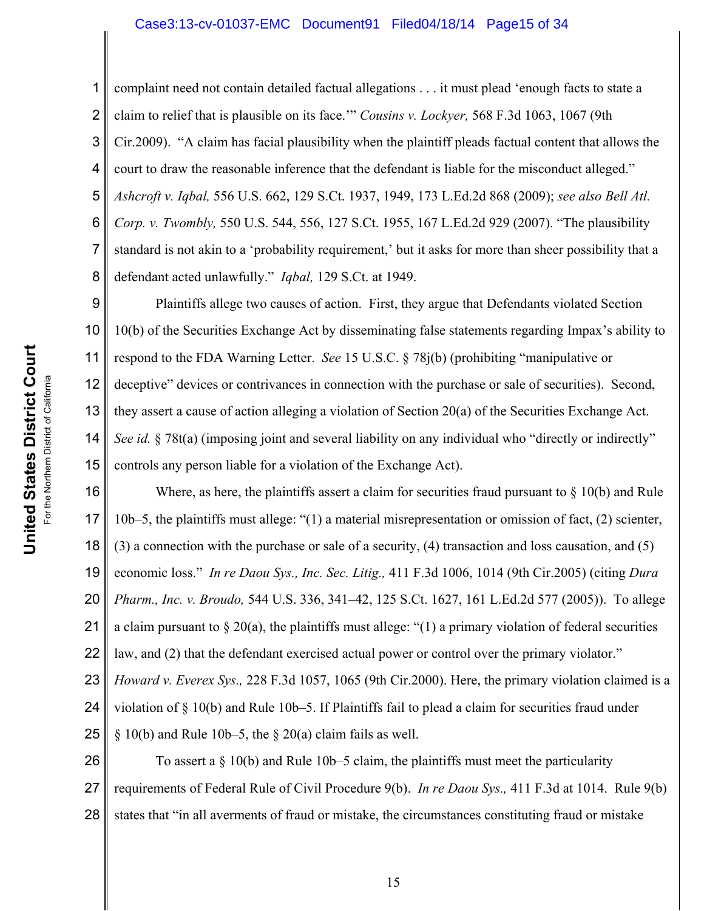complaint need not contain detailed factual allegations . . . it must plead 'enough facts to state a claim to relief that is plausible on its face.'" *Cousins v. Lockyer,* 568 F.3d 1063, 1067 (9th Cir.2009). "A claim has facial plausibility when the plaintiff pleads factual content that allows the court to draw the reasonable inference that the defendant is liable for the misconduct alleged." *Ashcroft v. Iqbal,* 556 U.S. 662, 129 S.Ct. 1937, 1949, 173 L.Ed.2d 868 (2009); *see also Bell Atl. Corp. v. Twombly,* 550 U.S. 544, 556, 127 S.Ct. 1955, 167 L.Ed.2d 929 (2007). "The plausibility standard is not akin to a 'probability requirement,' but it asks for more than sheer possibility that a defendant acted unlawfully." *Iqbal,* 129 S.Ct. at 1949.

Plaintiffs allege two causes of action. First, they argue that Defendants violated Section 10(b) of the Securities Exchange Act by disseminating false statements regarding Impax's ability to respond to the FDA Warning Letter. *See* 15 U.S.C. § 78j(b) (prohibiting "manipulative or deceptive" devices or contrivances in connection with the purchase or sale of securities). Second, they assert a cause of action alleging a violation of Section 20(a) of the Securities Exchange Act. *See id.* § 78t(a) (imposing joint and several liability on any individual who "directly or indirectly" controls any person liable for a violation of the Exchange Act).

Where, as here, the plaintiffs assert a claim for securities fraud pursuant to § 10(b) and Rule 10b–5, the plaintiffs must allege: "(1) a material misrepresentation or omission of fact, (2) scienter, (3) a connection with the purchase or sale of a security, (4) transaction and loss causation, and (5) economic loss." *In re Daou Sys., Inc. Sec. Litig.,* 411 F.3d 1006, 1014 (9th Cir.2005) (citing *Dura Pharm., Inc. v. Broudo,* 544 U.S. 336, 341–42, 125 S.Ct. 1627, 161 L.Ed.2d 577 (2005)). To allege a claim pursuant to § 20(a), the plaintiffs must allege: "(1) a primary violation of federal securities law, and (2) that the defendant exercised actual power or control over the primary violator." *Howard v. Everex Sys.,* 228 F.3d 1057, 1065 (9th Cir.2000). Here, the primary violation claimed is a violation of § 10(b) and Rule 10b–5. If Plaintiffs fail to plead a claim for securities fraud under § 10(b) and Rule 10b–5, the § 20(a) claim fails as well.

To assert a § 10(b) and Rule 10b–5 claim, the plaintiffs must meet the particularity requirements of Federal Rule of Civil Procedure 9(b). *In re Daou Sys.,* 411 F.3d at 1014. Rule 9(b) states that "in all averments of fraud or mistake, the circumstances constituting fraud or mistake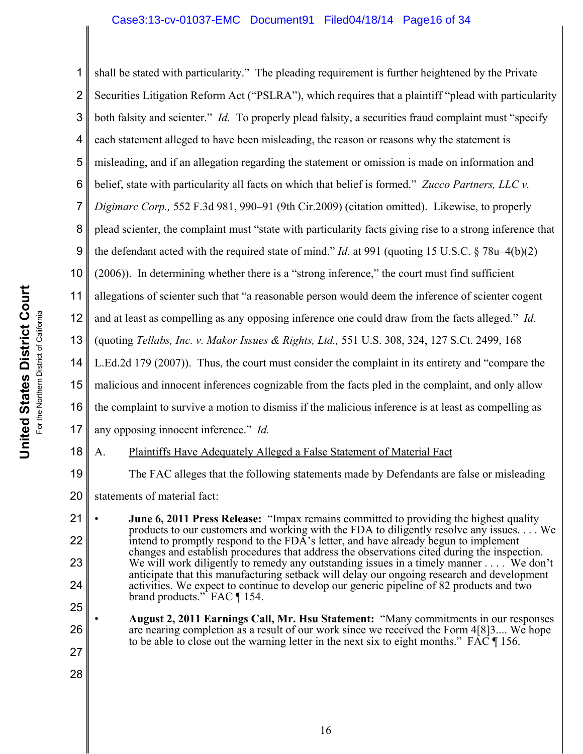shall be stated with particularity." The pleading requirement is further heightened by the Private Securities Litigation Reform Act ("PSLRA"), which requires that a plaintiff "plead with particularity both falsity and scienter." *Id.* To properly plead falsity, a securities fraud complaint must "specify each statement alleged to have been misleading, the reason or reasons why the statement is misleading, and if an allegation regarding the statement or omission is made on information and belief, state with particularity all facts on which that belief is formed." *Zucco Partners, LLC v. Digimarc Corp.,* 552 F.3d 981, 990–91 (9th Cir.2009) (citation omitted). Likewise, to properly plead scienter, the complaint must "state with particularity facts giving rise to a strong inference that the defendant acted with the required state of mind." *Id.* at 991 (quoting 15 U.S.C. § 78u–4(b)(2) (2006)). In determining whether there is a "strong inference," the court must find sufficient allegations of scienter such that "a reasonable person would deem the inference of scienter cogent and at least as compelling as any opposing inference one could draw from the facts alleged." *Id.* (quoting *Tellabs, Inc. v. Makor Issues & Rights, Ltd.,* 551 U.S. 308, 324, 127 S.Ct. 2499, 168 L.Ed.2d 179 (2007)). Thus, the court must consider the complaint in its entirety and "compare the malicious and innocent inferences cognizable from the facts pled in the complaint, and only allow the complaint to survive a motion to dismiss if the malicious inference is at least as compelling as any opposing innocent inference." *Id.*

A. Plaintiffs Have Adequately Alleged a False Statement of Material Fact

The FAC alleges that the following statements made by Defendants are false or misleading statements of material fact:

- **June 6, 2011 Press Release:** "Impax remains committed to providing the highest quality products to our customers and working with the FDA to diligently resolve any issues. . . . We intend to promptly respond to the FDA's letter, and have already begun to implement changes and establish procedures that address the observations cited during the inspection. We will work diligently to remedy any outstanding issues in a timely manner . . . . We don't anticipate that this manufacturing setback will delay our ongoing research and development activities. We expect to continue to develop our generic pipeline of 82 products and two brand products." FAC ¶ 154.

- **August 2, 2011 Earnings Call, Mr. Hsu Statement:** "Many commitments in our responses are nearing completion as a result of our work since we received the Form 4[8]3.... We hope to be able to close out the warning letter in the next six to eight months." FAC ¶ 156.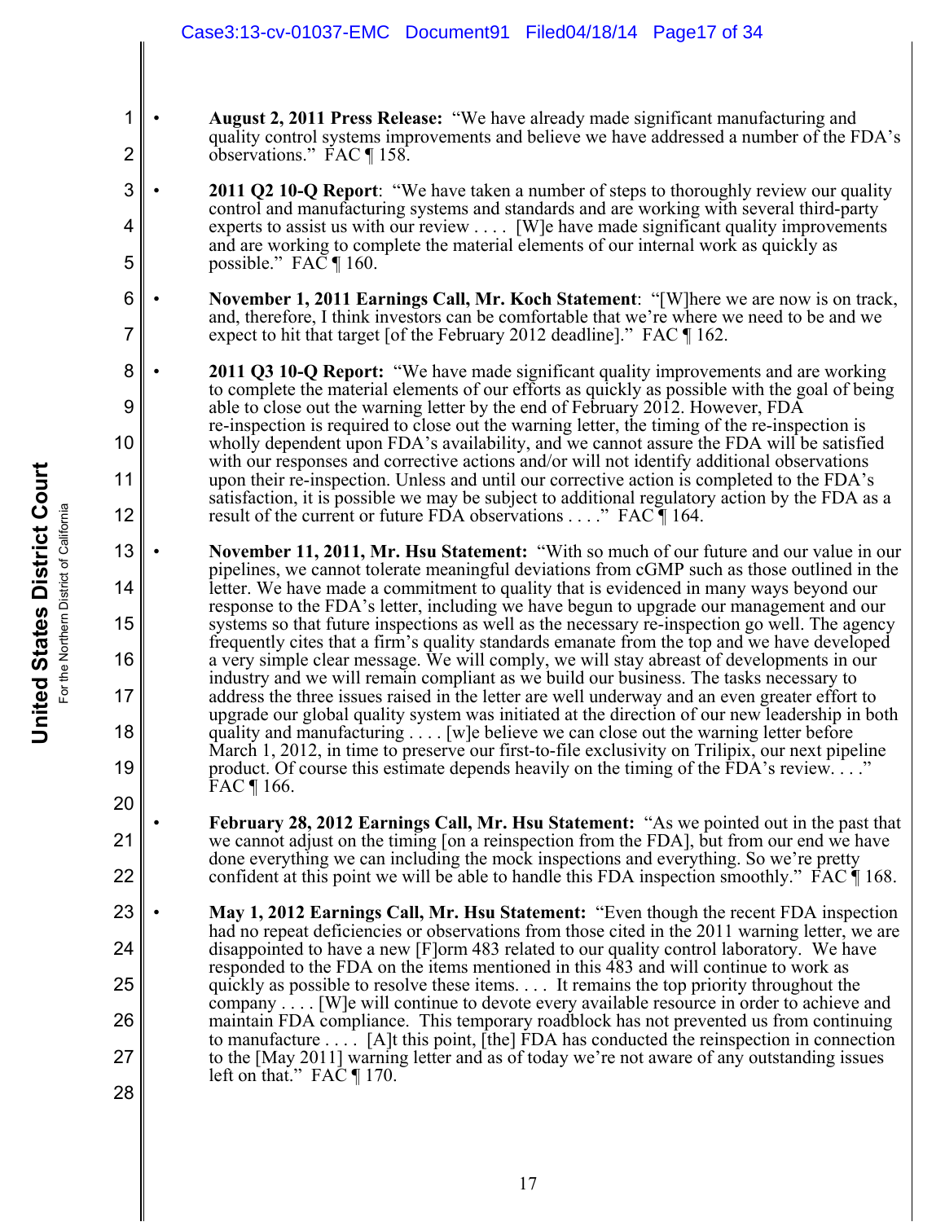- **August 2, 2011 Press Release:** "We have already made significant manufacturing and quality control systems improvements and believe we have addressed a number of the FDA's observations." FAC ¶ 158.

- **2011 Q2 10-Q Report**: "We have taken a number of steps to thoroughly review our quality control and manufacturing systems and standards and are working with several third-party experts to assist us with our review . . . . [W]e have made significant quality improvements and are working to complete the material elements of our internal work as quickly as possible." FAC ¶ 160.

- **November 1, 2011 Earnings Call, Mr. Koch Statement**: "[W]here we are now is on track, and, therefore, I think investors can be comfortable that we're where we need to be and we expect to hit that target [of the February 2012 deadline]." FAC ¶ 162.

- **2011 Q3 10-Q Report:** "We have made significant quality improvements and are working to complete the material elements of our efforts as quickly as possible with the goal of being able to close out the warning letter by the end of February 2012. However, FDA re-inspection is required to close out the warning letter, the timing of the re-inspection is wholly dependent upon FDA's availability, and we cannot assure the FDA will be satisfied with our responses and corrective actions and/or will not identify additional observations upon their re-inspection. Unless and until our corrective action is completed to the FDA's satisfaction, it is possible we may be subject to additional regulatory action by the FDA as a result of the current or future FDA observations . . . ." FAC ¶ 164.

- **November 11, 2011, Mr. Hsu Statement:** "With so much of our future and our value in our pipelines, we cannot tolerate meaningful deviations from cGMP such as those outlined in the letter. We have made a commitment to quality that is evidenced in many ways beyond our response to the FDA's letter, including we have begun to upgrade our management and our systems so that future inspections as well as the necessary re-inspection go well. The agency frequently cites that a firm's quality standards emanate from the top and we have developed a very simple clear message. We will comply, we will stay abreast of developments in our industry and we will remain compliant as we build our business. The tasks necessary to address the three issues raised in the letter are well underway and an even greater effort to upgrade our global quality system was initiated at the direction of our new leadership in both quality and manufacturing . . . . [w]e believe we can close out the warning letter before March 1, 2012, in time to preserve our first-to-file exclusivity on Trilipix, our next pipeline product. Of course this estimate depends heavily on the timing of the FDA's review. . . ." FAC ¶ 166.

- **February 28, 2012 Earnings Call, Mr. Hsu Statement:** "As we pointed out in the past that we cannot adjust on the timing [on a reinspection from the FDA], but from our end we have done everything we can including the mock inspections and everything. So we're pretty confident at this point we will be able to handle this FDA inspection smoothly." FAC ¶ 168.

- **May 1, 2012 Earnings Call, Mr. Hsu Statement:** "Even though the recent FDA inspection had no repeat deficiencies or observations from those cited in the 2011 warning letter, we are disappointed to have a new [F]orm 483 related to our quality control laboratory. We have responded to the FDA on the items mentioned in this 483 and will continue to work as quickly as possible to resolve these items. . . . It remains the top priority throughout the company . . . . [W]e will continue to devote every available resource in order to achieve and maintain FDA compliance. This temporary roadblock has not prevented us from continuing to manufacture . . . . [A]t this point, [the] FDA has conducted the reinspection in connection to the [May 2011] warning letter and as of today we're not aware of any outstanding issues left on that." FAC ¶ 170.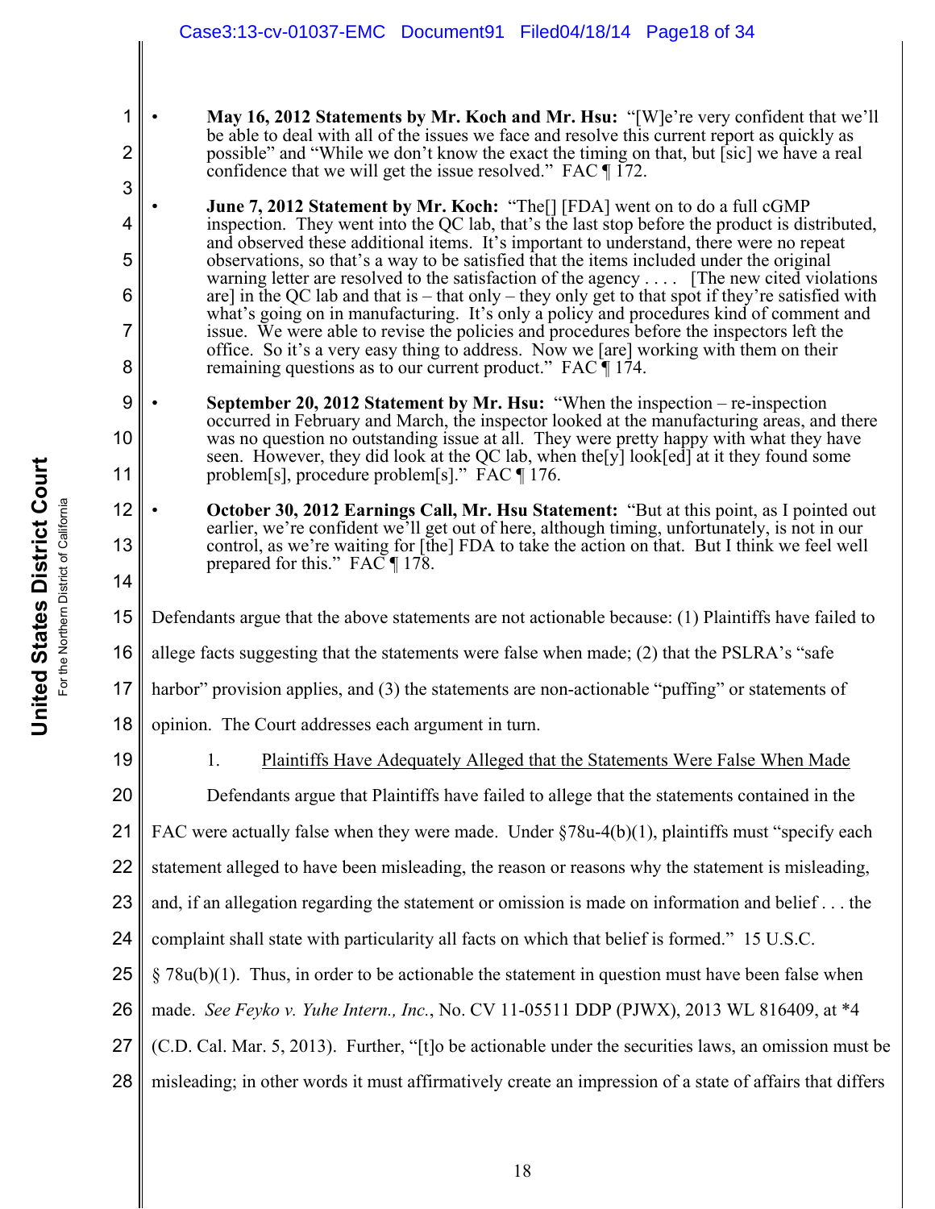- **May 16, 2012 Statements by Mr. Koch and Mr. Hsu:** "[W]e're very confident that we'll be able to deal with all of the issues we face and resolve this current report as quickly as possible" and "While we don't know the exact the timing on that, but [sic] we have a real confidence that we will get the issue resolved." FAC ¶ 172.

- **June 7, 2012 Statement by Mr. Koch:** "The[] [FDA] went on to do a full cGMP inspection. They went into the QC lab, that's the last stop before the product is distributed, and observed these additional items. It's important to understand, there were no repeat observations, so that's a way to be satisfied that the items included under the original warning letter are resolved to the satisfaction of the agency . . . . [The new cited violations are] in the QC lab and that is – that only – they only get to that spot if they're satisfied with what's going on in manufacturing. It's only a policy and procedures kind of comment and issue. We were able to revise the policies and procedures before the inspectors left the office. So it's a very easy thing to address. Now we [are] working with them on their remaining questions as to our current product." FAC ¶ 174.

- **September 20, 2012 Statement by Mr. Hsu:** "When the inspection – re-inspection occurred in February and March, the inspector looked at the manufacturing areas, and there was no question no outstanding issue at all. They were pretty happy with what they have seen. However, they did look at the QC lab, when the[y] look[ed] at it they found some problem[s], procedure problem[s]." FAC ¶ 176.

- **October 30, 2012 Earnings Call, Mr. Hsu Statement:** "But at this point, as I pointed out earlier, we're confident we'll get out of here, although timing, unfortunately, is not in our control, as we're waiting for [the] FDA to take the action on that. But I think we feel well prepared for this." FAC ¶ 178.

Defendants argue that the above statements are not actionable because: (1) Plaintiffs have failed to allege facts suggesting that the statements were false when made; (2) that the PSLRA's "safe harbor" provision applies, and (3) the statements are non-actionable "puffing" or statements of opinion. The Court addresses each argument in turn.

1. Plaintiffs Have Adequately Alleged that the Statements Were False When Made

Defendants argue that Plaintiffs have failed to allege that the statements contained in the FAC were actually false when they were made. Under §78u-4(b)(1), plaintiffs must "specify each statement alleged to have been misleading, the reason or reasons why the statement is misleading, and, if an allegation regarding the statement or omission is made on information and belief . . . the complaint shall state with particularity all facts on which that belief is formed." 15 U.S.C. § 78u(b)(1). Thus, in order to be actionable the statement in question must have been false when made. *See Feyko v. Yuhe Intern., Inc.*, No. CV 11-05511 DDP (PJWX), 2013 WL 816409, at *4 (C.D. Cal. Mar. 5, 2013). Further, "[t]o be actionable under the securities laws, an omission must be misleading; in other words it must affirmatively create an impression of a state of affairs that differs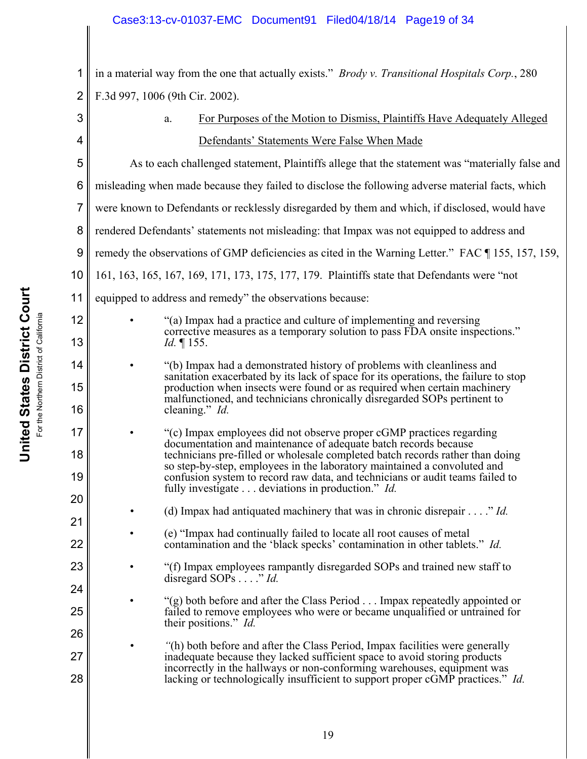in a material way from the one that actually exists." *Brody v. Transitional Hospitals Corp.*, 280 F.3d 997, 1006 (9th Cir. 2002).

a. <u>For Purposes of the Motion to Dismiss, Plaintiffs Have Adequately Alleged Defendants' Statements Were False When Made</u>

As to each challenged statement, Plaintiffs allege that the statement was "materially false and misleading when made because they failed to disclose the following adverse material facts, which were known to Defendants or recklessly disregarded by them and which, if disclosed, would have rendered Defendants' statements not misleading: that Impax was not equipped to address and remedy the observations of GMP deficiencies as cited in the Warning Letter." FAC ¶ 155, 157, 159, 161, 163, 165, 167, 169, 171, 173, 175, 177, 179. Plaintiffs state that Defendants were "not equipped to address and remedy" the observations because:

- "(a) Impax had a practice and culture of implementing and reversing corrective measures as a temporary solution to pass FDA onsite inspections." *Id.* ¶ 155.
- "(b) Impax had a demonstrated history of problems with cleanliness and sanitation exacerbated by its lack of space for its operations, the failure to stop production when insects were found or as required when certain machinery malfunctioned, and technicians chronically disregarded SOPs pertinent to cleaning." *Id.*
- "(c) Impax employees did not observe proper cGMP practices regarding documentation and maintenance of adequate batch records because technicians pre-filled or wholesale completed batch records rather than doing so step-by-step, employees in the laboratory maintained a convoluted and confusion system to record raw data, and technicians or audit teams failed to fully investigate . . . deviations in production." *Id.*
- (d) Impax had antiquated machinery that was in chronic disrepair . . . ." *Id.*
- (e) "Impax had continually failed to locate all root causes of metal contamination and the 'black specks' contamination in other tablets." *Id.*
- "(f) Impax employees rampantly disregarded SOPs and trained new staff to disregard SOPs . . . ." *Id.*
- "(g) both before and after the Class Period . . . Impax repeatedly appointed or failed to remove employees who were or became unqualified or untrained for their positions." *Id.*
- "(h) both before and after the Class Period, Impax facilities were generally inadequate because they lacked sufficient space to avoid storing products incorrectly in the hallways or non-conforming warehouses, equipment was lacking or technologically insufficient to support proper cGMP practices." *Id.*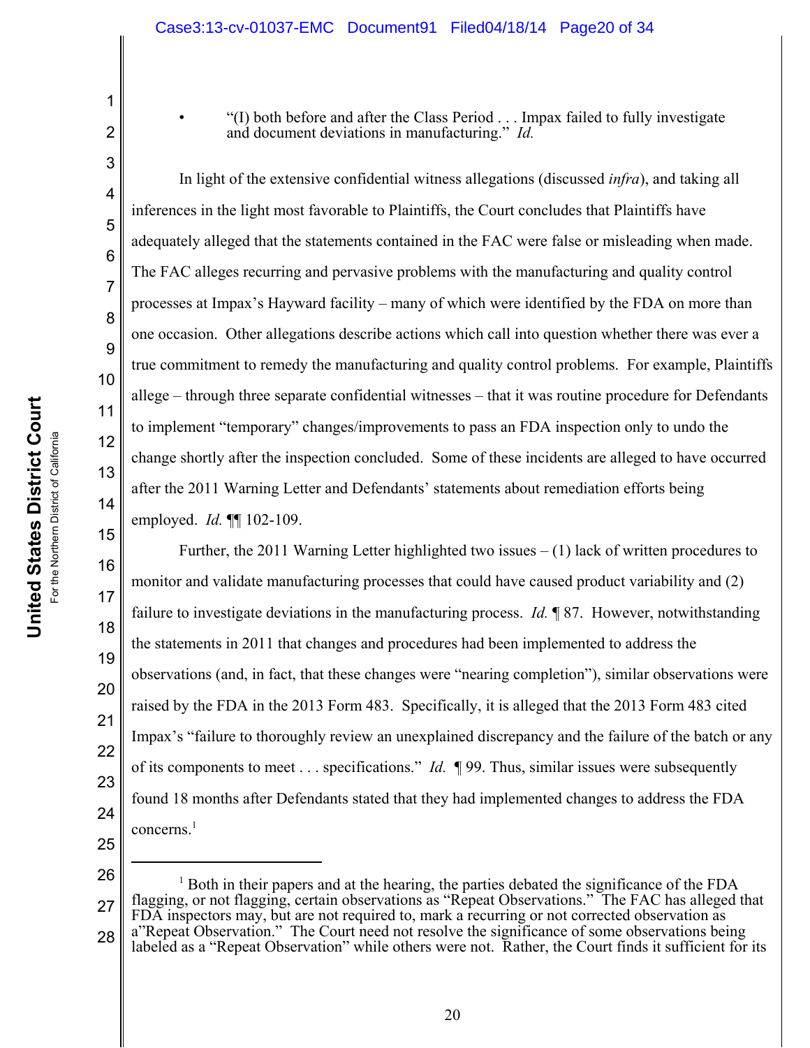- "(I) both before and after the Class Period . . . Impax failed to fully investigate and document deviations in manufacturing." *Id.*

In light of the extensive confidential witness allegations (discussed *infra*), and taking all inferences in the light most favorable to Plaintiffs, the Court concludes that Plaintiffs have adequately alleged that the statements contained in the FAC were false or misleading when made. The FAC alleges recurring and pervasive problems with the manufacturing and quality control processes at Impax's Hayward facility – many of which were identified by the FDA on more than one occasion. Other allegations describe actions which call into question whether there was ever a true commitment to remedy the manufacturing and quality control problems. For example, Plaintiffs allege – through three separate confidential witnesses – that it was routine procedure for Defendants to implement "temporary" changes/improvements to pass an FDA inspection only to undo the change shortly after the inspection concluded. Some of these incidents are alleged to have occurred after the 2011 Warning Letter and Defendants' statements about remediation efforts being employed. *Id.* ¶¶ 102-109.

Further, the 2011 Warning Letter highlighted two issues – (1) lack of written procedures to monitor and validate manufacturing processes that could have caused product variability and (2) failure to investigate deviations in the manufacturing process. *Id.* ¶ 87. However, notwithstanding the statements in 2011 that changes and procedures had been implemented to address the observations (and, in fact, that these changes were "nearing completion"), similar observations were raised by the FDA in the 2013 Form 483. Specifically, it is alleged that the 2013 Form 483 cited Impax's "failure to thoroughly review an unexplained discrepancy and the failure of the batch or any of its components to meet . . . specifications." *Id.* ¶ 99. Thus, similar issues were subsequently found 18 months after Defendants stated that they had implemented changes to address the FDA concerns.[1]

---

[1] Both in their papers and at the hearing, the parties debated the significance of the FDA flagging, or not flagging, certain observations as "Repeat Observations." The FAC has alleged that FDA inspectors may, but are not required to, mark a recurring or not corrected observation as a"Repeat Observation." The Court need not resolve the significance of some observations being labeled as a "Repeat Observation" while others were not. Rather, the Court finds it sufficient for its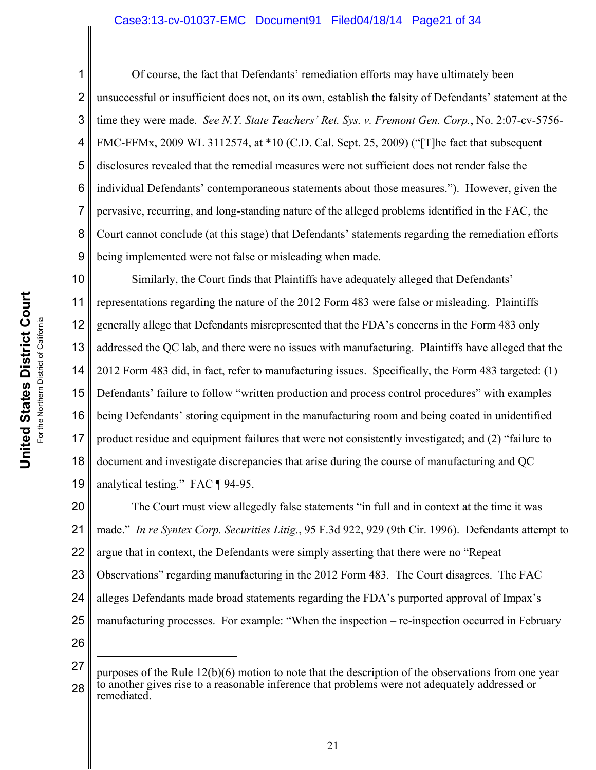Of course, the fact that Defendants' remediation efforts may have ultimately been unsuccessful or insufficient does not, on its own, establish the falsity of Defendants' statement at the time they were made. *See N.Y. State Teachers' Ret. Sys. v. Fremont Gen. Corp.*, No. 2:07-cv-5756-FMC-FFMx, 2009 WL 3112574, at *10 (C.D. Cal. Sept. 25, 2009) ("[T]he fact that subsequent disclosures revealed that the remedial measures were not sufficient does not render false the individual Defendants' contemporaneous statements about those measures."). However, given the pervasive, recurring, and long-standing nature of the alleged problems identified in the FAC, the Court cannot conclude (at this stage) that Defendants' statements regarding the remediation efforts being implemented were not false or misleading when made.

Similarly, the Court finds that Plaintiffs have adequately alleged that Defendants' representations regarding the nature of the 2012 Form 483 were false or misleading. Plaintiffs generally allege that Defendants misrepresented that the FDA's concerns in the Form 483 only addressed the QC lab, and there were no issues with manufacturing. Plaintiffs have alleged that the 2012 Form 483 did, in fact, refer to manufacturing issues. Specifically, the Form 483 targeted: (1) Defendants' failure to follow "written production and process control procedures" with examples being Defendants' storing equipment in the manufacturing room and being coated in unidentified product residue and equipment failures that were not consistently investigated; and (2) "failure to document and investigate discrepancies that arise during the course of manufacturing and QC analytical testing." FAC ¶ 94-95.

The Court must view allegedly false statements "in full and in context at the time it was made." *In re Syntex Corp. Securities Litig.*, 95 F.3d 922, 929 (9th Cir. 1996). Defendants attempt to argue that in context, the Defendants were simply asserting that there were no "Repeat Observations" regarding manufacturing in the 2012 Form 483. The Court disagrees. The FAC alleges Defendants made broad statements regarding the FDA's purported approval of Impax's manufacturing processes. For example: "When the inspection – re-inspection occurred in February

---

purposes of the Rule 12(b)(6) motion to note that the description of the observations from one year to another gives rise to a reasonable inference that problems were not adequately addressed or remediated.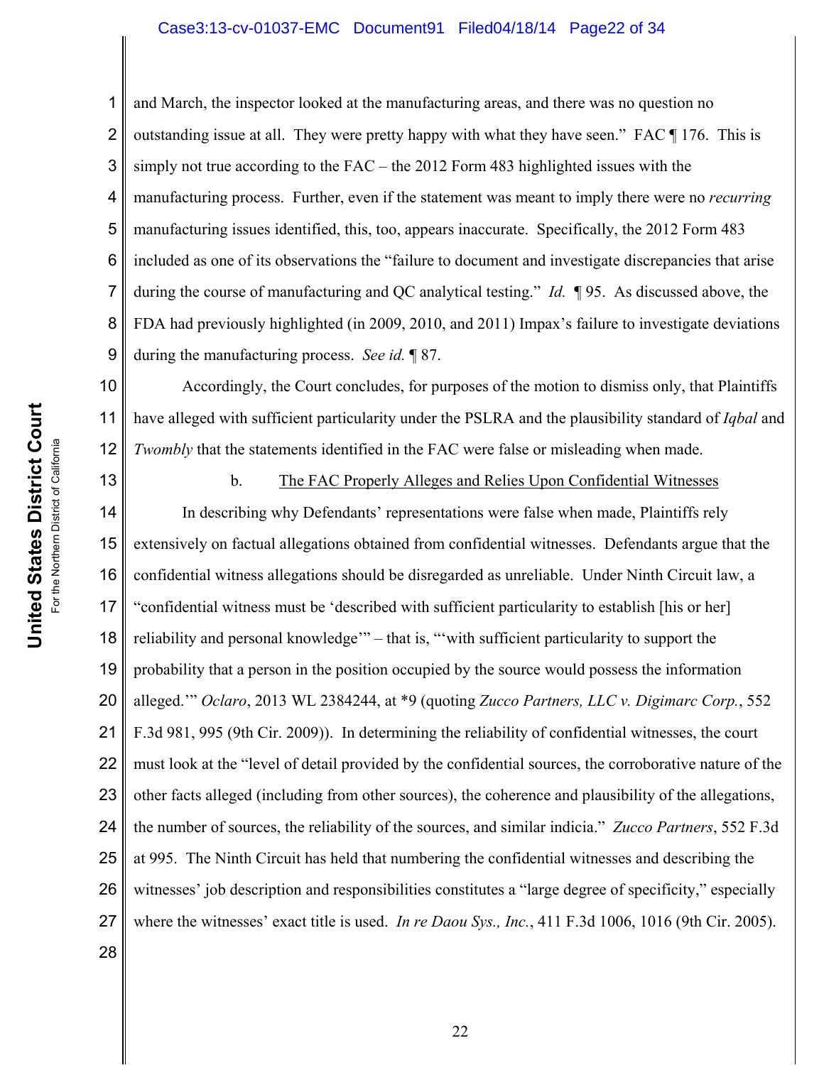and March, the inspector looked at the manufacturing areas, and there was no question no outstanding issue at all. They were pretty happy with what they have seen." FAC ¶ 176. This is simply not true according to the FAC – the 2012 Form 483 highlighted issues with the manufacturing process. Further, even if the statement was meant to imply there were no *recurring* manufacturing issues identified, this, too, appears inaccurate. Specifically, the 2012 Form 483 included as one of its observations the "failure to document and investigate discrepancies that arise during the course of manufacturing and QC analytical testing." *Id.* ¶ 95. As discussed above, the FDA had previously highlighted (in 2009, 2010, and 2011) Impax's failure to investigate deviations during the manufacturing process. *See id.* ¶ 87.

Accordingly, the Court concludes, for purposes of the motion to dismiss only, that Plaintiffs have alleged with sufficient particularity under the PSLRA and the plausibility standard of *Iqbal* and *Twombly* that the statements identified in the FAC were false or misleading when made.

b. The FAC Properly Alleges and Relies Upon Confidential Witnesses

In describing why Defendants' representations were false when made, Plaintiffs rely extensively on factual allegations obtained from confidential witnesses. Defendants argue that the confidential witness allegations should be disregarded as unreliable. Under Ninth Circuit law, a "confidential witness must be 'described with sufficient particularity to establish [his or her] reliability and personal knowledge'" – that is, "'with sufficient particularity to support the probability that a person in the position occupied by the source would possess the information alleged.'" *Oclaro*, 2013 WL 2384244, at *9 (quoting *Zucco Partners, LLC v. Digimarc Corp.*, 552 F.3d 981, 995 (9th Cir. 2009)). In determining the reliability of confidential witnesses, the court must look at the "level of detail provided by the confidential sources, the corroborative nature of the other facts alleged (including from other sources), the coherence and plausibility of the allegations, the number of sources, the reliability of the sources, and similar indicia." *Zucco Partners*, 552 F.3d at 995. The Ninth Circuit has held that numbering the confidential witnesses and describing the witnesses' job description and responsibilities constitutes a "large degree of specificity," especially where the witnesses' exact title is used. *In re Daou Sys., Inc.*, 411 F.3d 1006, 1016 (9th Cir. 2005).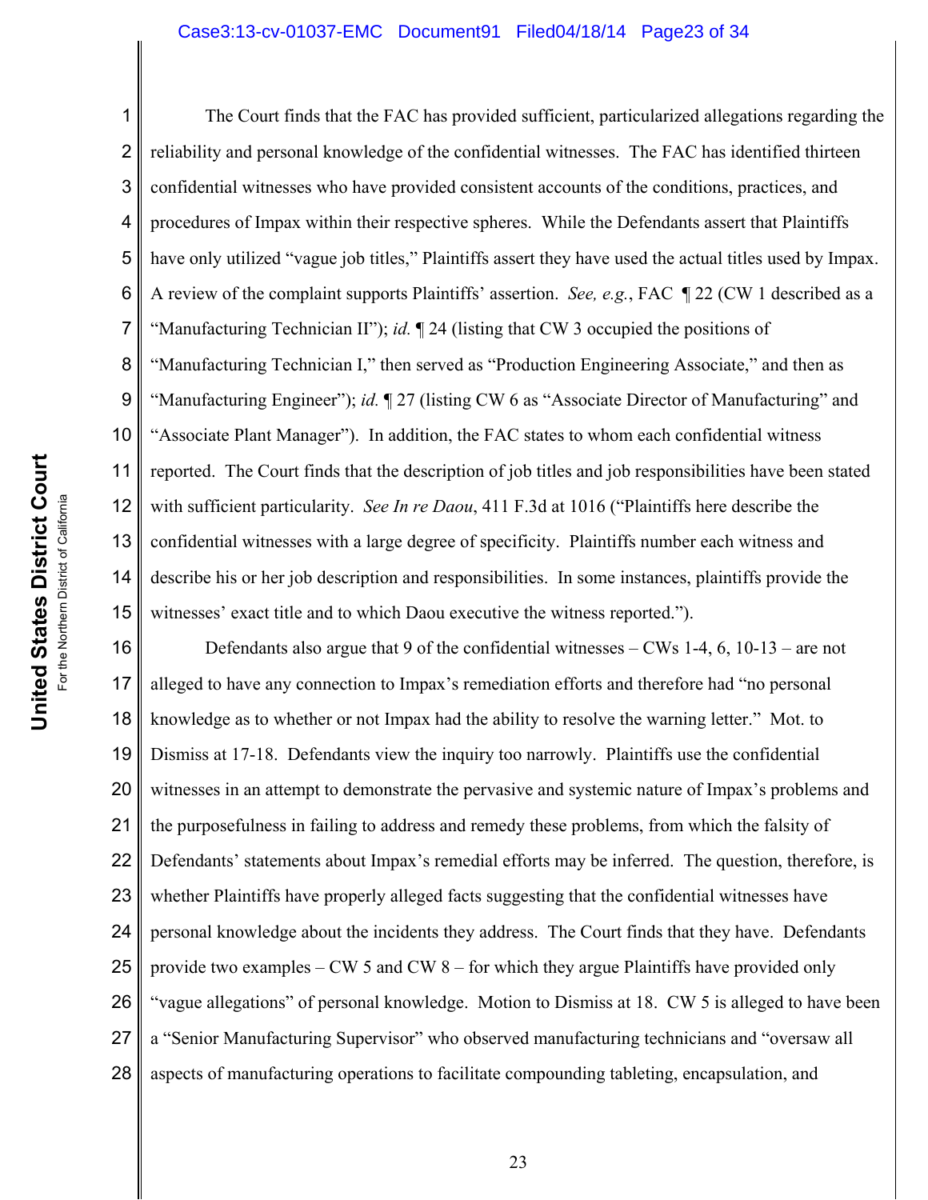The Court finds that the FAC has provided sufficient, particularized allegations regarding the reliability and personal knowledge of the confidential witnesses. The FAC has identified thirteen confidential witnesses who have provided consistent accounts of the conditions, practices, and procedures of Impax within their respective spheres. While the Defendants assert that Plaintiffs have only utilized "vague job titles," Plaintiffs assert they have used the actual titles used by Impax. A review of the complaint supports Plaintiffs' assertion. *See, e.g.*, FAC ¶ 22 (CW 1 described as a "Manufacturing Technician II"); *id.* ¶ 24 (listing that CW 3 occupied the positions of "Manufacturing Technician I," then served as "Production Engineering Associate," and then as "Manufacturing Engineer"); *id.* ¶ 27 (listing CW 6 as "Associate Director of Manufacturing" and "Associate Plant Manager"). In addition, the FAC states to whom each confidential witness reported. The Court finds that the description of job titles and job responsibilities have been stated with sufficient particularity. *See In re Daou*, 411 F.3d at 1016 ("Plaintiffs here describe the confidential witnesses with a large degree of specificity. Plaintiffs number each witness and describe his or her job description and responsibilities. In some instances, plaintiffs provide the witnesses' exact title and to which Daou executive the witness reported.").

Defendants also argue that 9 of the confidential witnesses – CWs 1-4, 6, 10-13 – are not alleged to have any connection to Impax's remediation efforts and therefore had "no personal knowledge as to whether or not Impax had the ability to resolve the warning letter." Mot. to Dismiss at 17-18. Defendants view the inquiry too narrowly. Plaintiffs use the confidential witnesses in an attempt to demonstrate the pervasive and systemic nature of Impax's problems and the purposefulness in failing to address and remedy these problems, from which the falsity of Defendants' statements about Impax's remedial efforts may be inferred. The question, therefore, is whether Plaintiffs have properly alleged facts suggesting that the confidential witnesses have personal knowledge about the incidents they address. The Court finds that they have. Defendants provide two examples – CW 5 and CW 8 – for which they argue Plaintiffs have provided only "vague allegations" of personal knowledge. Motion to Dismiss at 18. CW 5 is alleged to have been a "Senior Manufacturing Supervisor" who observed manufacturing technicians and "oversaw all aspects of manufacturing operations to facilitate compounding tableting, encapsulation, and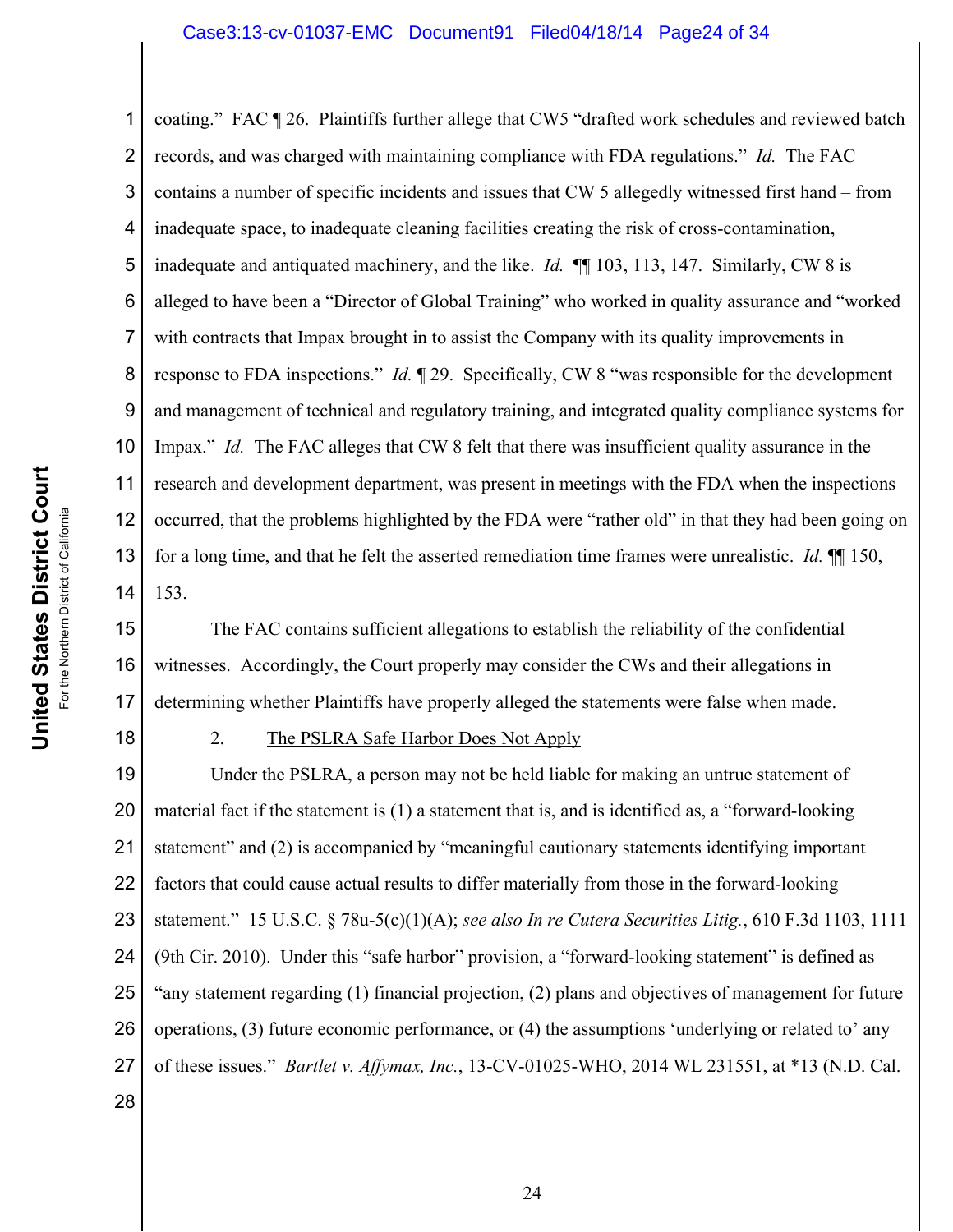coating." FAC ¶ 26. Plaintiffs further allege that CW5 "drafted work schedules and reviewed batch records, and was charged with maintaining compliance with FDA regulations." *Id.* The FAC contains a number of specific incidents and issues that CW 5 allegedly witnessed first hand – from inadequate space, to inadequate cleaning facilities creating the risk of cross-contamination, inadequate and antiquated machinery, and the like. *Id.* ¶¶ 103, 113, 147. Similarly, CW 8 is alleged to have been a "Director of Global Training" who worked in quality assurance and "worked with contracts that Impax brought in to assist the Company with its quality improvements in response to FDA inspections." *Id.* ¶ 29. Specifically, CW 8 "was responsible for the development and management of technical and regulatory training, and integrated quality compliance systems for Impax." *Id.* The FAC alleges that CW 8 felt that there was insufficient quality assurance in the research and development department, was present in meetings with the FDA when the inspections occurred, that the problems highlighted by the FDA were "rather old" in that they had been going on for a long time, and that he felt the asserted remediation time frames were unrealistic. *Id.* ¶¶ 150, 153.

The FAC contains sufficient allegations to establish the reliability of the confidential witnesses. Accordingly, the Court properly may consider the CWs and their allegations in determining whether Plaintiffs have properly alleged the statements were false when made.

2. <u>The PSLRA Safe Harbor Does Not Apply</u>

Under the PSLRA, a person may not be held liable for making an untrue statement of material fact if the statement is (1) a statement that is, and is identified as, a "forward-looking statement" and (2) is accompanied by "meaningful cautionary statements identifying important factors that could cause actual results to differ materially from those in the forward-looking statement." 15 U.S.C. § 78u-5(c)(1)(A); *see also In re Cutera Securities Litig.*, 610 F.3d 1103, 1111 (9th Cir. 2010). Under this "safe harbor" provision, a "forward-looking statement" is defined as "any statement regarding (1) financial projection, (2) plans and objectives of management for future operations, (3) future economic performance, or (4) the assumptions 'underlying or related to' any of these issues." *Bartlet v. Affymax, Inc.*, 13-CV-01025-WHO, 2014 WL 231551, at *13 (N.D. Cal.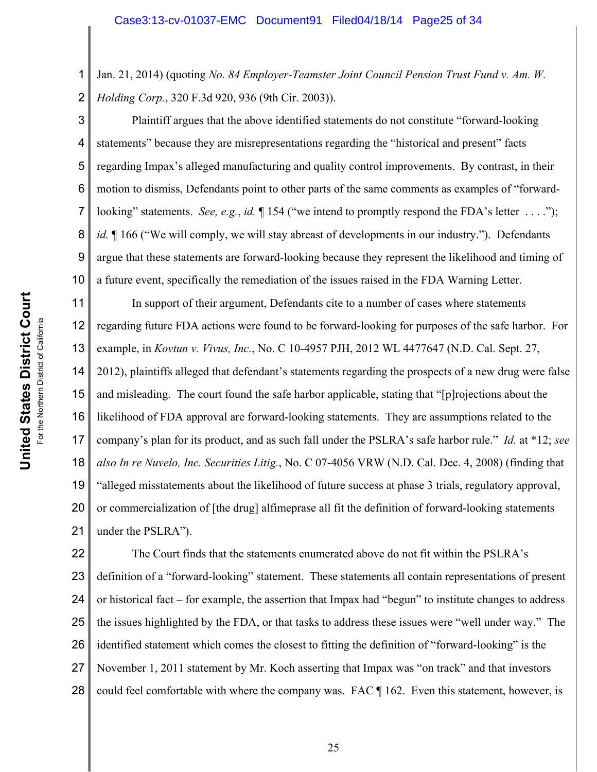Jan. 21, 2014) (quoting *No. 84 Employer-Teamster Joint Council Pension Trust Fund v. Am. W. Holding Corp.*, 320 F.3d 920, 936 (9th Cir. 2003)).

Plaintiff argues that the above identified statements do not constitute "forward-looking statements" because they are misrepresentations regarding the "historical and present" facts regarding Impax's alleged manufacturing and quality control improvements. By contrast, in their motion to dismiss, Defendants point to other parts of the same comments as examples of "forward-looking" statements. *See, e.g.*, *id.* ¶ 154 ("we intend to promptly respond the FDA's letter . . . ."); *id.* ¶ 166 ("We will comply, we will stay abreast of developments in our industry."). Defendants argue that these statements are forward-looking because they represent the likelihood and timing of a future event, specifically the remediation of the issues raised in the FDA Warning Letter.

In support of their argument, Defendants cite to a number of cases where statements regarding future FDA actions were found to be forward-looking for purposes of the safe harbor. For example, in *Kovtun v. Vivus, Inc.*, No. C 10-4957 PJH, 2012 WL 4477647 (N.D. Cal. Sept. 27, 2012), plaintiffs alleged that defendant's statements regarding the prospects of a new drug were false and misleading. The court found the safe harbor applicable, stating that "[p]rojections about the likelihood of FDA approval are forward-looking statements. They are assumptions related to the company's plan for its product, and as such fall under the PSLRA's safe harbor rule." *Id.* at *12; *see also In re Nuvelo, Inc. Securities Litig.*, No. C 07-4056 VRW (N.D. Cal. Dec. 4, 2008) (finding that "alleged misstatements about the likelihood of future success at phase 3 trials, regulatory approval, or commercialization of [the drug] alfimeprase all fit the definition of forward-looking statements under the PSLRA").

The Court finds that the statements enumerated above do not fit within the PSLRA's definition of a "forward-looking" statement. These statements all contain representations of present or historical fact – for example, the assertion that Impax had "begun" to institute changes to address the issues highlighted by the FDA, or that tasks to address these issues were "well under way." The identified statement which comes the closest to fitting the definition of "forward-looking" is the November 1, 2011 statement by Mr. Koch asserting that Impax was "on track" and that investors could feel comfortable with where the company was. FAC ¶ 162. Even this statement, however, is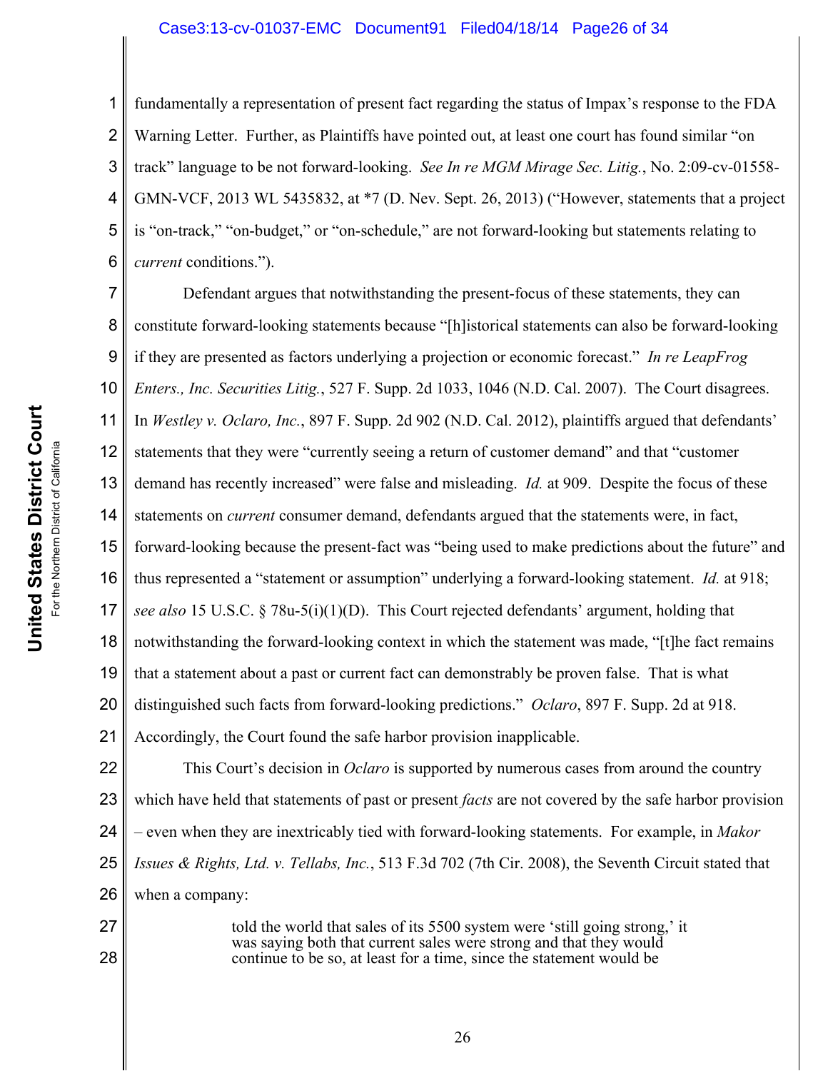fundamentally a representation of present fact regarding the status of Impax's response to the FDA Warning Letter. Further, as Plaintiffs have pointed out, at least one court has found similar "on track" language to be not forward-looking. *See In re MGM Mirage Sec. Litig.*, No. 2:09-cv-01558-GMN-VCF, 2013 WL 5435832, at *7 (D. Nev. Sept. 26, 2013) ("However, statements that a project is "on-track," "on-budget," or "on-schedule," are not forward-looking but statements relating to *current* conditions.").

Defendant argues that notwithstanding the present-focus of these statements, they can constitute forward-looking statements because "[h]istorical statements can also be forward-looking if they are presented as factors underlying a projection or economic forecast." *In re LeapFrog Enters., Inc. Securities Litig.*, 527 F. Supp. 2d 1033, 1046 (N.D. Cal. 2007). The Court disagrees. In *Westley v. Oclaro, Inc.*, 897 F. Supp. 2d 902 (N.D. Cal. 2012), plaintiffs argued that defendants' statements that they were "currently seeing a return of customer demand" and that "customer demand has recently increased" were false and misleading. *Id.* at 909. Despite the focus of these statements on *current* consumer demand, defendants argued that the statements were, in fact, forward-looking because the present-fact was "being used to make predictions about the future" and thus represented a "statement or assumption" underlying a forward-looking statement. *Id.* at 918; *see also* 15 U.S.C. § 78u-5(i)(1)(D). This Court rejected defendants' argument, holding that notwithstanding the forward-looking context in which the statement was made, "[t]he fact remains that a statement about a past or current fact can demonstrably be proven false. That is what distinguished such facts from forward-looking predictions." *Oclaro*, 897 F. Supp. 2d at 918. Accordingly, the Court found the safe harbor provision inapplicable.

This Court's decision in *Oclaro* is supported by numerous cases from around the country which have held that statements of past or present *facts* are not covered by the safe harbor provision – even when they are inextricably tied with forward-looking statements. For example, in *Makor Issues & Rights, Ltd. v. Tellabs, Inc.*, 513 F.3d 702 (7th Cir. 2008), the Seventh Circuit stated that when a company:

> told the world that sales of its 5500 system were 'still going strong,' it was saying both that current sales were strong and that they would continue to be so, at least for a time, since the statement would be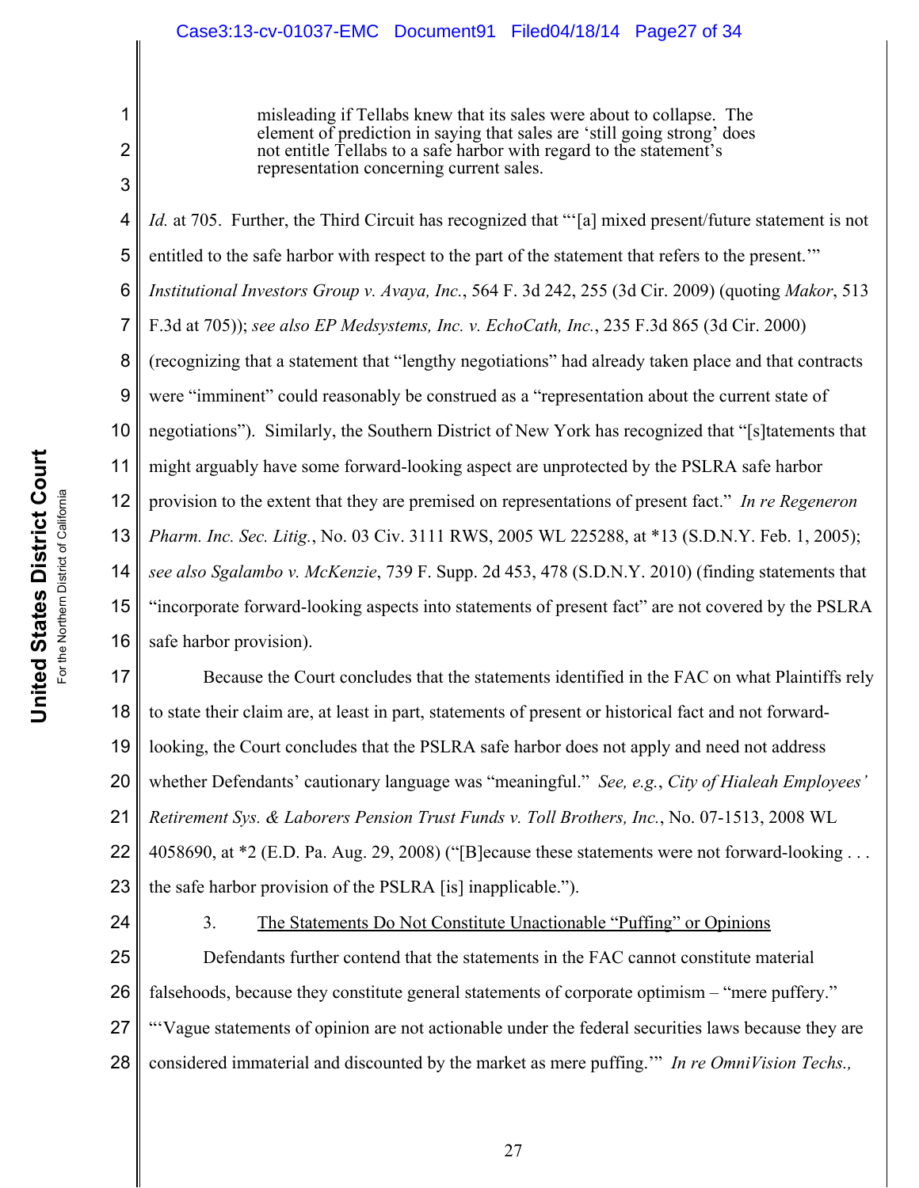> misleading if Tellabs knew that its sales were about to collapse. The element of prediction in saying that sales are 'still going strong' does not entitle Tellabs to a safe harbor with regard to the statement's representation concerning current sales.

*Id.* at 705. Further, the Third Circuit has recognized that "'[a] mixed present/future statement is not entitled to the safe harbor with respect to the part of the statement that refers to the present.'" *Institutional Investors Group v. Avaya, Inc.*, 564 F. 3d 242, 255 (3d Cir. 2009) (quoting *Makor*, 513 F.3d at 705)); *see also EP Medsystems, Inc. v. EchoCath, Inc.*, 235 F.3d 865 (3d Cir. 2000) (recognizing that a statement that "lengthy negotiations" had already taken place and that contracts were "imminent" could reasonably be construed as a "representation about the current state of negotiations"). Similarly, the Southern District of New York has recognized that "[s]tatements that might arguably have some forward-looking aspect are unprotected by the PSLRA safe harbor provision to the extent that they are premised on representations of present fact." *In re Regeneron Pharm. Inc. Sec. Litig.*, No. 03 Civ. 3111 RWS, 2005 WL 225288, at *13 (S.D.N.Y. Feb. 1, 2005); *see also Sgalambo v. McKenzie*, 739 F. Supp. 2d 453, 478 (S.D.N.Y. 2010) (finding statements that "incorporate forward-looking aspects into statements of present fact" are not covered by the PSLRA safe harbor provision).

Because the Court concludes that the statements identified in the FAC on what Plaintiffs rely to state their claim are, at least in part, statements of present or historical fact and not forward-looking, the Court concludes that the PSLRA safe harbor does not apply and need not address whether Defendants' cautionary language was "meaningful." *See, e.g.*, *City of Hialeah Employees' Retirement Sys. & Laborers Pension Trust Funds v. Toll Brothers, Inc.*, No. 07-1513, 2008 WL 4058690, at *2 (E.D. Pa. Aug. 29, 2008) ("[B]ecause these statements were not forward-looking . . . the safe harbor provision of the PSLRA [is] inapplicable.").

3. <u>The Statements Do Not Constitute Unactionable "Puffing" or Opinions</u>

Defendants further contend that the statements in the FAC cannot constitute material falsehoods, because they constitute general statements of corporate optimism – "mere puffery." "'Vague statements of opinion are not actionable under the federal securities laws because they are considered immaterial and discounted by the market as mere puffing.'" *In re OmniVision Techs.,*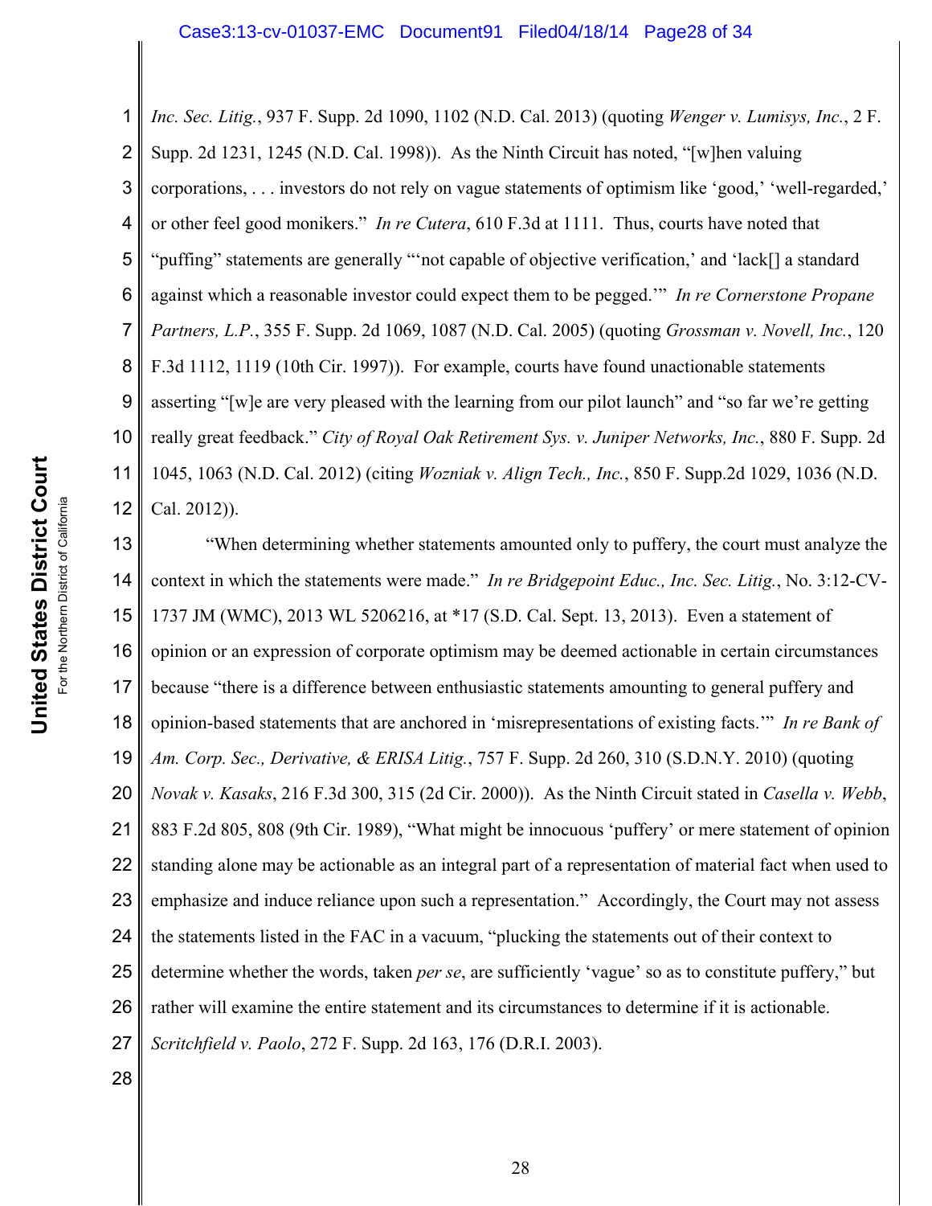*Inc. Sec. Litig.*, 937 F. Supp. 2d 1090, 1102 (N.D. Cal. 2013) (quoting *Wenger v. Lumisys, Inc.*, 2 F. Supp. 2d 1231, 1245 (N.D. Cal. 1998)). As the Ninth Circuit has noted, "[w]hen valuing corporations, . . . investors do not rely on vague statements of optimism like 'good,' 'well-regarded,' or other feel good monikers." *In re Cutera*, 610 F.3d at 1111. Thus, courts have noted that "puffing" statements are generally "'not capable of objective verification,' and 'lack[] a standard against which a reasonable investor could expect them to be pegged.'" *In re Cornerstone Propane Partners, L.P.*, 355 F. Supp. 2d 1069, 1087 (N.D. Cal. 2005) (quoting *Grossman v. Novell, Inc.*, 120 F.3d 1112, 1119 (10th Cir. 1997)). For example, courts have found unactionable statements asserting "[w]e are very pleased with the learning from our pilot launch" and "so far we're getting really great feedback." *City of Royal Oak Retirement Sys. v. Juniper Networks, Inc.*, 880 F. Supp. 2d 1045, 1063 (N.D. Cal. 2012) (citing *Wozniak v. Align Tech., Inc.*, 850 F. Supp.2d 1029, 1036 (N.D. Cal. 2012)).

"When determining whether statements amounted only to puffery, the court must analyze the context in which the statements were made." *In re Bridgepoint Educ., Inc. Sec. Litig.*, No. 3:12-CV-1737 JM (WMC), 2013 WL 5206216, at *17 (S.D. Cal. Sept. 13, 2013). Even a statement of opinion or an expression of corporate optimism may be deemed actionable in certain circumstances because "there is a difference between enthusiastic statements amounting to general puffery and opinion-based statements that are anchored in 'misrepresentations of existing facts.'" *In re Bank of Am. Corp. Sec., Derivative, & ERISA Litig.*, 757 F. Supp. 2d 260, 310 (S.D.N.Y. 2010) (quoting *Novak v. Kasaks*, 216 F.3d 300, 315 (2d Cir. 2000)). As the Ninth Circuit stated in *Casella v. Webb*, 883 F.2d 805, 808 (9th Cir. 1989), "What might be innocuous 'puffery' or mere statement of opinion standing alone may be actionable as an integral part of a representation of material fact when used to emphasize and induce reliance upon such a representation." Accordingly, the Court may not assess the statements listed in the FAC in a vacuum, "plucking the statements out of their context to determine whether the words, taken *per se*, are sufficiently 'vague' so as to constitute puffery," but rather will examine the entire statement and its circumstances to determine if it is actionable. *Scritchfield v. Paolo*, 272 F. Supp. 2d 163, 176 (D.R.I. 2003).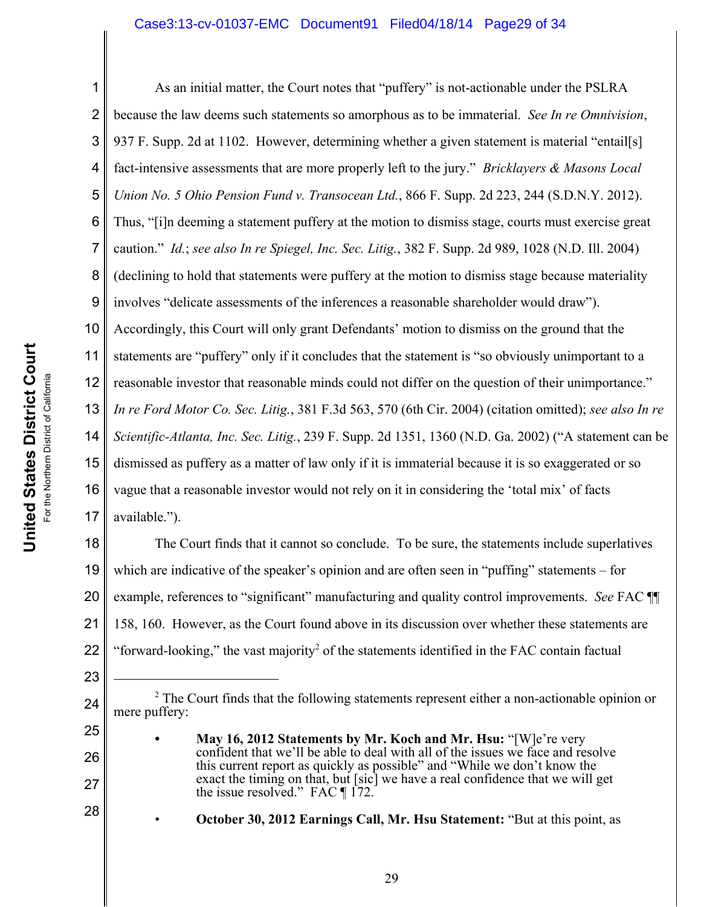As an initial matter, the Court notes that "puffery" is not-actionable under the PSLRA because the law deems such statements so amorphous as to be immaterial. *See In re Omnivision*, 937 F. Supp. 2d at 1102. However, determining whether a given statement is material "entail[s] fact-intensive assessments that are more properly left to the jury." *Bricklayers & Masons Local Union No. 5 Ohio Pension Fund v. Transocean Ltd.*, 866 F. Supp. 2d 223, 244 (S.D.N.Y. 2012). Thus, "[i]n deeming a statement puffery at the motion to dismiss stage, courts must exercise great caution." *Id.*; *see also In re Spiegel, Inc. Sec. Litig.*, 382 F. Supp. 2d 989, 1028 (N.D. Ill. 2004) (declining to hold that statements were puffery at the motion to dismiss stage because materiality involves "delicate assessments of the inferences a reasonable shareholder would draw"). Accordingly, this Court will only grant Defendants' motion to dismiss on the ground that the statements are "puffery" only if it concludes that the statement is "so obviously unimportant to a reasonable investor that reasonable minds could not differ on the question of their unimportance." *In re Ford Motor Co. Sec. Litig.*, 381 F.3d 563, 570 (6th Cir. 2004) (citation omitted); *see also In re Scientific-Atlanta, Inc. Sec. Litig.*, 239 F. Supp. 2d 1351, 1360 (N.D. Ga. 2002) ("A statement can be dismissed as puffery as a matter of law only if it is immaterial because it is so exaggerated or so vague that a reasonable investor would not rely on it in considering the 'total mix' of facts available.").

The Court finds that it cannot so conclude. To be sure, the statements include superlatives which are indicative of the speaker's opinion and are often seen in "puffing" statements – for example, references to "significant" manufacturing and quality control improvements. *See* FAC ¶¶ 158, 160. However, as the Court found above in its discussion over whether these statements are "forward-looking," the vast majority[2] of the statements identified in the FAC contain factual

---

[2] The Court finds that the following statements represent either a non-actionable opinion or mere puffery:

- **May 16, 2012 Statements by Mr. Koch and Mr. Hsu:** "[W]e're very confident that we'll be able to deal with all of the issues we face and resolve this current report as quickly as possible" and "While we don't know the exact the timing on that, but [sic] we have a real confidence that we will get the issue resolved." FAC ¶ 172.

- **October 30, 2012 Earnings Call, Mr. Hsu Statement:** "But at this point, as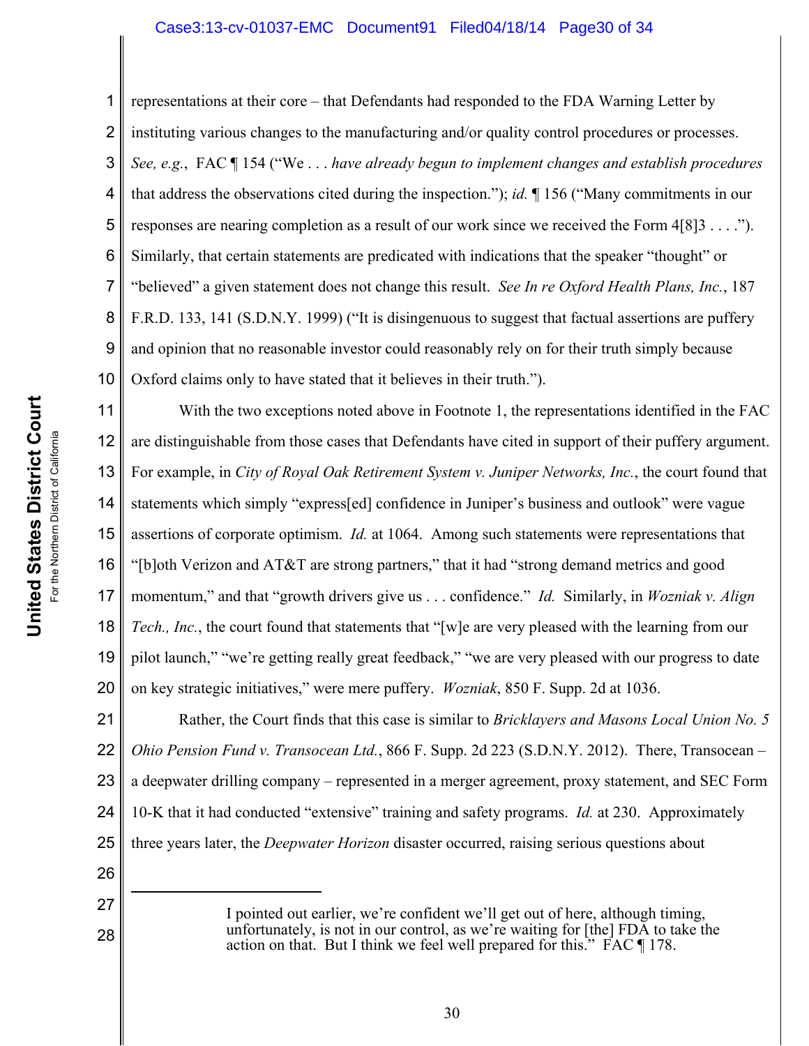representations at their core – that Defendants had responded to the FDA Warning Letter by instituting various changes to the manufacturing and/or quality control procedures or processes. *See, e.g.*, FAC ¶ 154 ("We . . . *have already begun to implement changes and establish procedures* that address the observations cited during the inspection."); *id.* ¶ 156 ("Many commitments in our responses are nearing completion as a result of our work since we received the Form 4[8]3 . . . ."). Similarly, that certain statements are predicated with indications that the speaker "thought" or "believed" a given statement does not change this result. *See In re Oxford Health Plans, Inc.*, 187 F.R.D. 133, 141 (S.D.N.Y. 1999) ("It is disingenuous to suggest that factual assertions are puffery and opinion that no reasonable investor could reasonably rely on for their truth simply because Oxford claims only to have stated that it believes in their truth.").

With the two exceptions noted above in Footnote 1, the representations identified in the FAC are distinguishable from those cases that Defendants have cited in support of their puffery argument. For example, in *City of Royal Oak Retirement System v. Juniper Networks, Inc.*, the court found that statements which simply "express[ed] confidence in Juniper's business and outlook" were vague assertions of corporate optimism. *Id.* at 1064. Among such statements were representations that "[b]oth Verizon and AT&T are strong partners," that it had "strong demand metrics and good momentum," and that "growth drivers give us . . . confidence." *Id.* Similarly, in *Wozniak v. Align Tech., Inc.*, the court found that statements that "[w]e are very pleased with the learning from our pilot launch," "we're getting really great feedback," "we are very pleased with our progress to date on key strategic initiatives," were mere puffery. *Wozniak*, 850 F. Supp. 2d at 1036.

Rather, the Court finds that this case is similar to *Bricklayers and Masons Local Union No. 5 Ohio Pension Fund v. Transocean Ltd.*, 866 F. Supp. 2d 223 (S.D.N.Y. 2012). There, Transocean – a deepwater drilling company – represented in a merger agreement, proxy statement, and SEC Form 10-K that it had conducted "extensive" training and safety programs. *Id.* at 230. Approximately three years later, the *Deepwater Horizon* disaster occurred, raising serious questions about

---

I pointed out earlier, we're confident we'll get out of here, although timing, unfortunately, is not in our control, as we're waiting for [the] FDA to take the action on that. But I think we feel well prepared for this." FAC ¶ 178.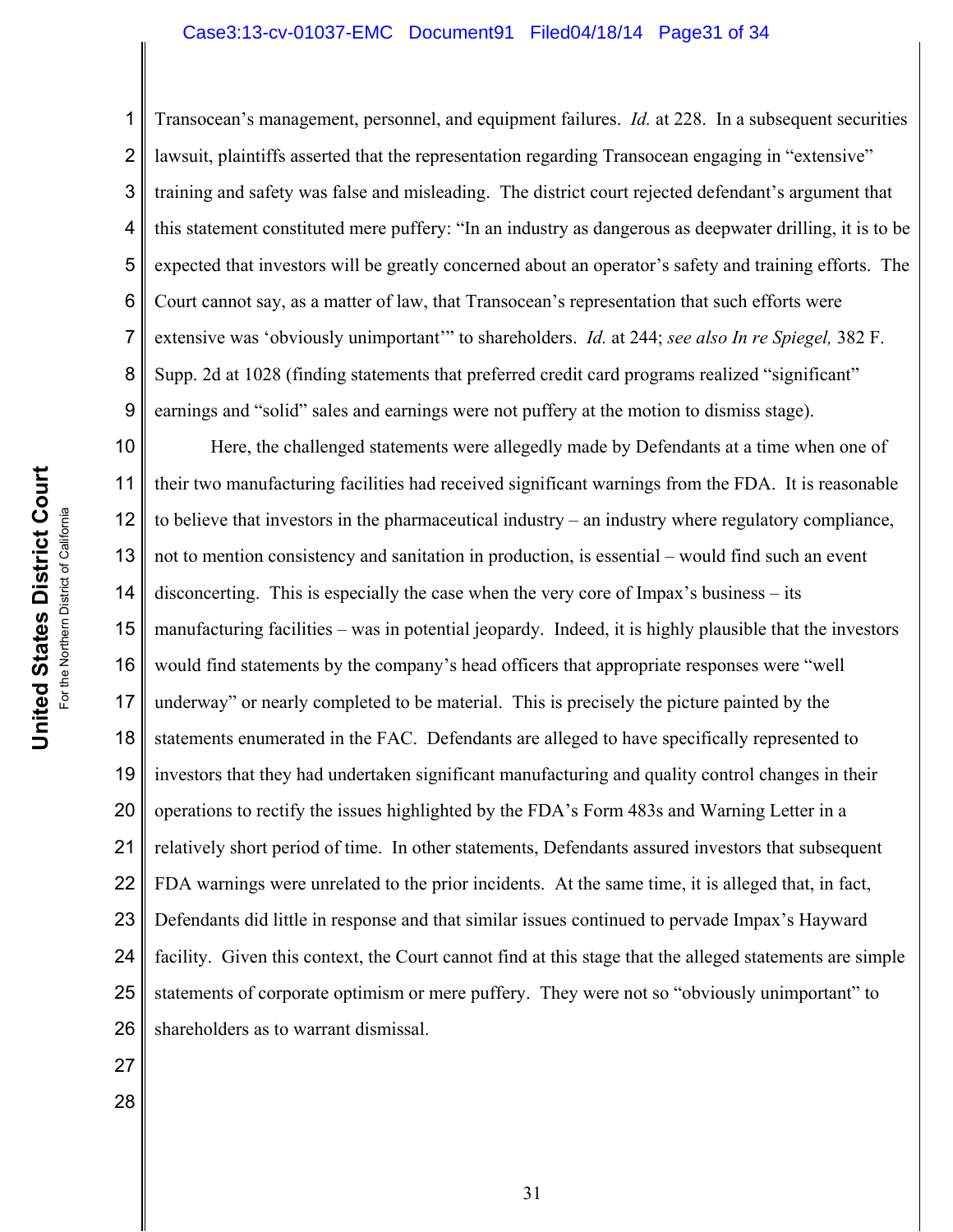Transocean's management, personnel, and equipment failures. *Id.* at 228. In a subsequent securities lawsuit, plaintiffs asserted that the representation regarding Transocean engaging in "extensive" training and safety was false and misleading. The district court rejected defendant's argument that this statement constituted mere puffery: "In an industry as dangerous as deepwater drilling, it is to be expected that investors will be greatly concerned about an operator's safety and training efforts. The Court cannot say, as a matter of law, that Transocean's representation that such efforts were extensive was 'obviously unimportant'" to shareholders. *Id.* at 244; *see also In re Spiegel,* 382 F. Supp. 2d at 1028 (finding statements that preferred credit card programs realized "significant" earnings and "solid" sales and earnings were not puffery at the motion to dismiss stage).

Here, the challenged statements were allegedly made by Defendants at a time when one of their two manufacturing facilities had received significant warnings from the FDA. It is reasonable to believe that investors in the pharmaceutical industry – an industry where regulatory compliance, not to mention consistency and sanitation in production, is essential – would find such an event disconcerting. This is especially the case when the very core of Impax's business – its manufacturing facilities – was in potential jeopardy. Indeed, it is highly plausible that the investors would find statements by the company's head officers that appropriate responses were "well underway" or nearly completed to be material. This is precisely the picture painted by the statements enumerated in the FAC. Defendants are alleged to have specifically represented to investors that they had undertaken significant manufacturing and quality control changes in their operations to rectify the issues highlighted by the FDA's Form 483s and Warning Letter in a relatively short period of time. In other statements, Defendants assured investors that subsequent FDA warnings were unrelated to the prior incidents. At the same time, it is alleged that, in fact, Defendants did little in response and that similar issues continued to pervade Impax's Hayward facility. Given this context, the Court cannot find at this stage that the alleged statements are simple statements of corporate optimism or mere puffery. They were not so "obviously unimportant" to shareholders as to warrant dismissal.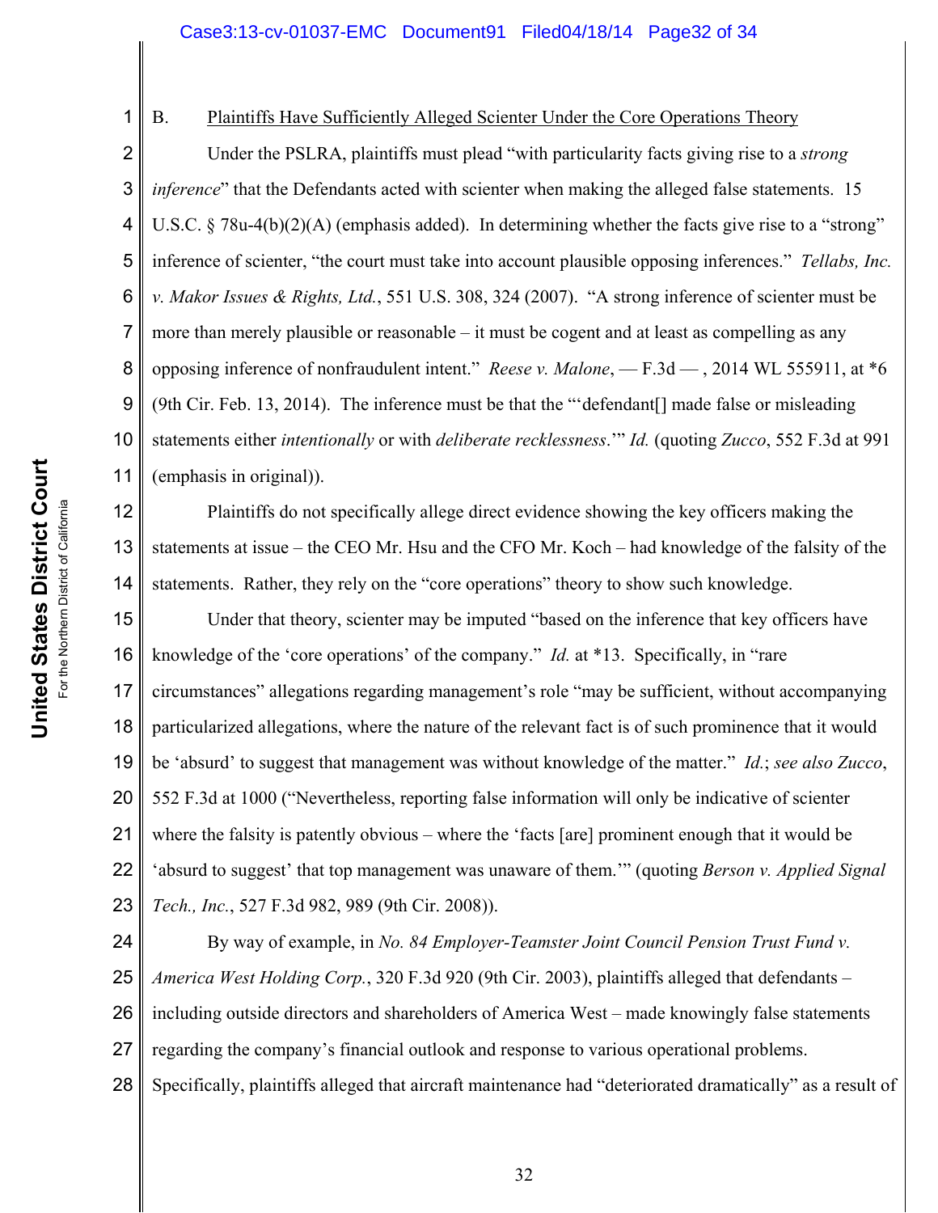B. Plaintiffs Have Sufficiently Alleged Scienter Under the Core Operations Theory

Under the PSLRA, plaintiffs must plead "with particularity facts giving rise to a *strong inference*" that the Defendants acted with scienter when making the alleged false statements. 15 U.S.C. § 78u-4(b)(2)(A) (emphasis added). In determining whether the facts give rise to a "strong" inference of scienter, "the court must take into account plausible opposing inferences." *Tellabs, Inc. v. Makor Issues & Rights, Ltd.*, 551 U.S. 308, 324 (2007). "A strong inference of scienter must be more than merely plausible or reasonable – it must be cogent and at least as compelling as any opposing inference of nonfraudulent intent." *Reese v. Malone*, — F.3d — , 2014 WL 555911, at *6 (9th Cir. Feb. 13, 2014). The inference must be that the "'defendant[] made false or misleading statements either *intentionally* or with *deliberate recklessness*.'" *Id.* (quoting *Zucco*, 552 F.3d at 991 (emphasis in original)).

Plaintiffs do not specifically allege direct evidence showing the key officers making the statements at issue – the CEO Mr. Hsu and the CFO Mr. Koch – had knowledge of the falsity of the statements. Rather, they rely on the "core operations" theory to show such knowledge.

Under that theory, scienter may be imputed "based on the inference that key officers have knowledge of the 'core operations' of the company." *Id.* at *13. Specifically, in "rare circumstances" allegations regarding management's role "may be sufficient, without accompanying particularized allegations, where the nature of the relevant fact is of such prominence that it would be 'absurd' to suggest that management was without knowledge of the matter." *Id.*; *see also Zucco*, 552 F.3d at 1000 ("Nevertheless, reporting false information will only be indicative of scienter where the falsity is patently obvious – where the 'facts [are] prominent enough that it would be 'absurd to suggest' that top management was unaware of them.'" (quoting *Berson v. Applied Signal Tech., Inc.*, 527 F.3d 982, 989 (9th Cir. 2008)).

By way of example, in *No. 84 Employer-Teamster Joint Council Pension Trust Fund v. America West Holding Corp.*, 320 F.3d 920 (9th Cir. 2003), plaintiffs alleged that defendants – including outside directors and shareholders of America West – made knowingly false statements regarding the company's financial outlook and response to various operational problems. Specifically, plaintiffs alleged that aircraft maintenance had "deteriorated dramatically" as a result of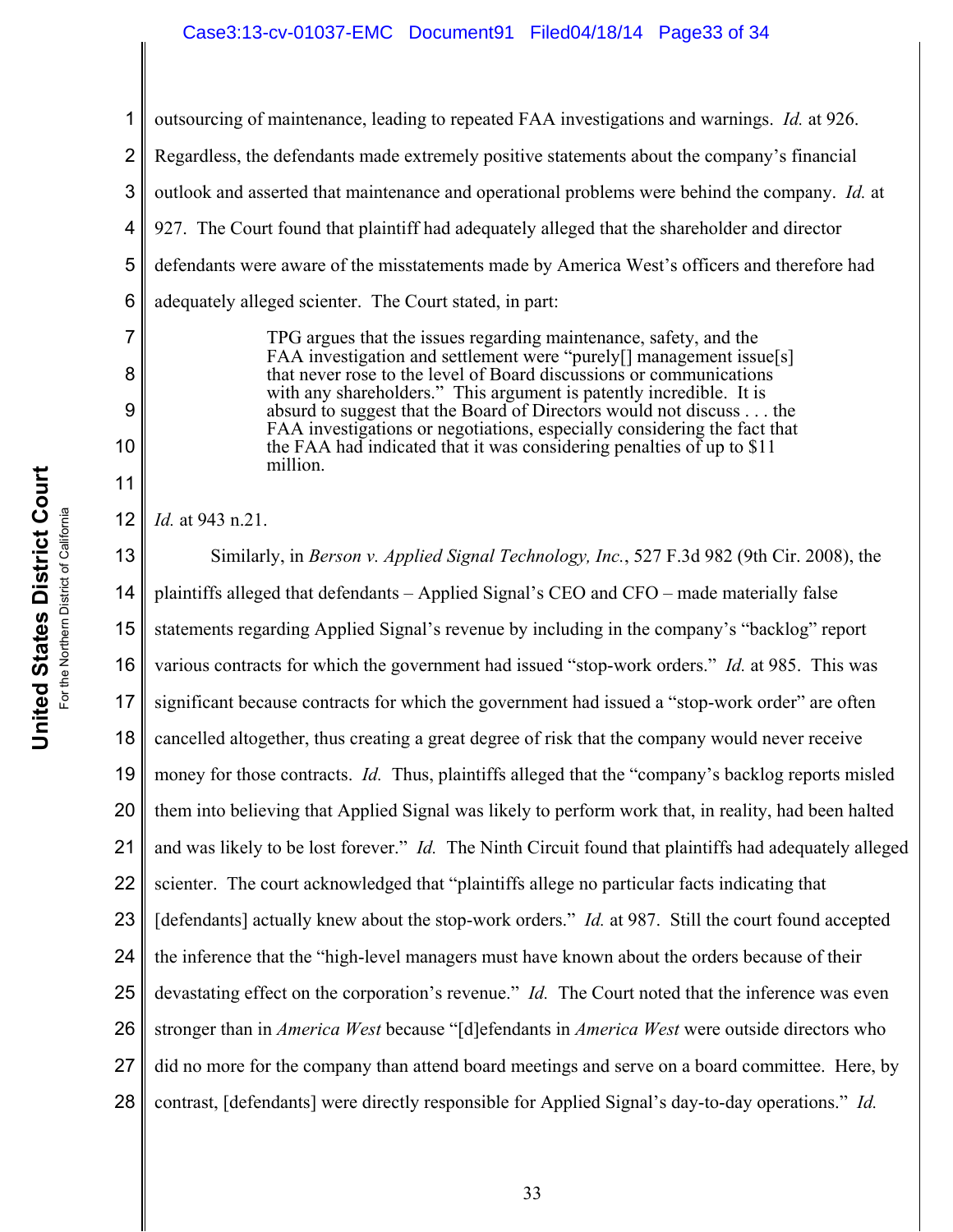outsourcing of maintenance, leading to repeated FAA investigations and warnings. *Id.* at 926. Regardless, the defendants made extremely positive statements about the company's financial outlook and asserted that maintenance and operational problems were behind the company. *Id.* at 927. The Court found that plaintiff had adequately alleged that the shareholder and director defendants were aware of the misstatements made by America West's officers and therefore had adequately alleged scienter. The Court stated, in part:

> TPG argues that the issues regarding maintenance, safety, and the FAA investigation and settlement were "purely[] management issue[s] that never rose to the level of Board discussions or communications with any shareholders." This argument is patently incredible. It is absurd to suggest that the Board of Directors would not discuss . . . the FAA investigations or negotiations, especially considering the fact that the FAA had indicated that it was considering penalties of up to $11 million.

*Id.* at 943 n.21.

Similarly, in *Berson v. Applied Signal Technology, Inc.*, 527 F.3d 982 (9th Cir. 2008), the plaintiffs alleged that defendants – Applied Signal's CEO and CFO – made materially false statements regarding Applied Signal's revenue by including in the company's "backlog" report various contracts for which the government had issued "stop-work orders." *Id.* at 985. This was significant because contracts for which the government had issued a "stop-work order" are often cancelled altogether, thus creating a great degree of risk that the company would never receive money for those contracts. *Id.* Thus, plaintiffs alleged that the "company's backlog reports misled them into believing that Applied Signal was likely to perform work that, in reality, had been halted and was likely to be lost forever." *Id.* The Ninth Circuit found that plaintiffs had adequately alleged scienter. The court acknowledged that "plaintiffs allege no particular facts indicating that [defendants] actually knew about the stop-work orders." *Id.* at 987. Still the court found accepted the inference that the "high-level managers must have known about the orders because of their devastating effect on the corporation's revenue." *Id.* The Court noted that the inference was even stronger than in *America West* because "[d]efendants in *America West* were outside directors who did no more for the company than attend board meetings and serve on a board committee. Here, by contrast, [defendants] were directly responsible for Applied Signal's day-to-day operations." *Id.*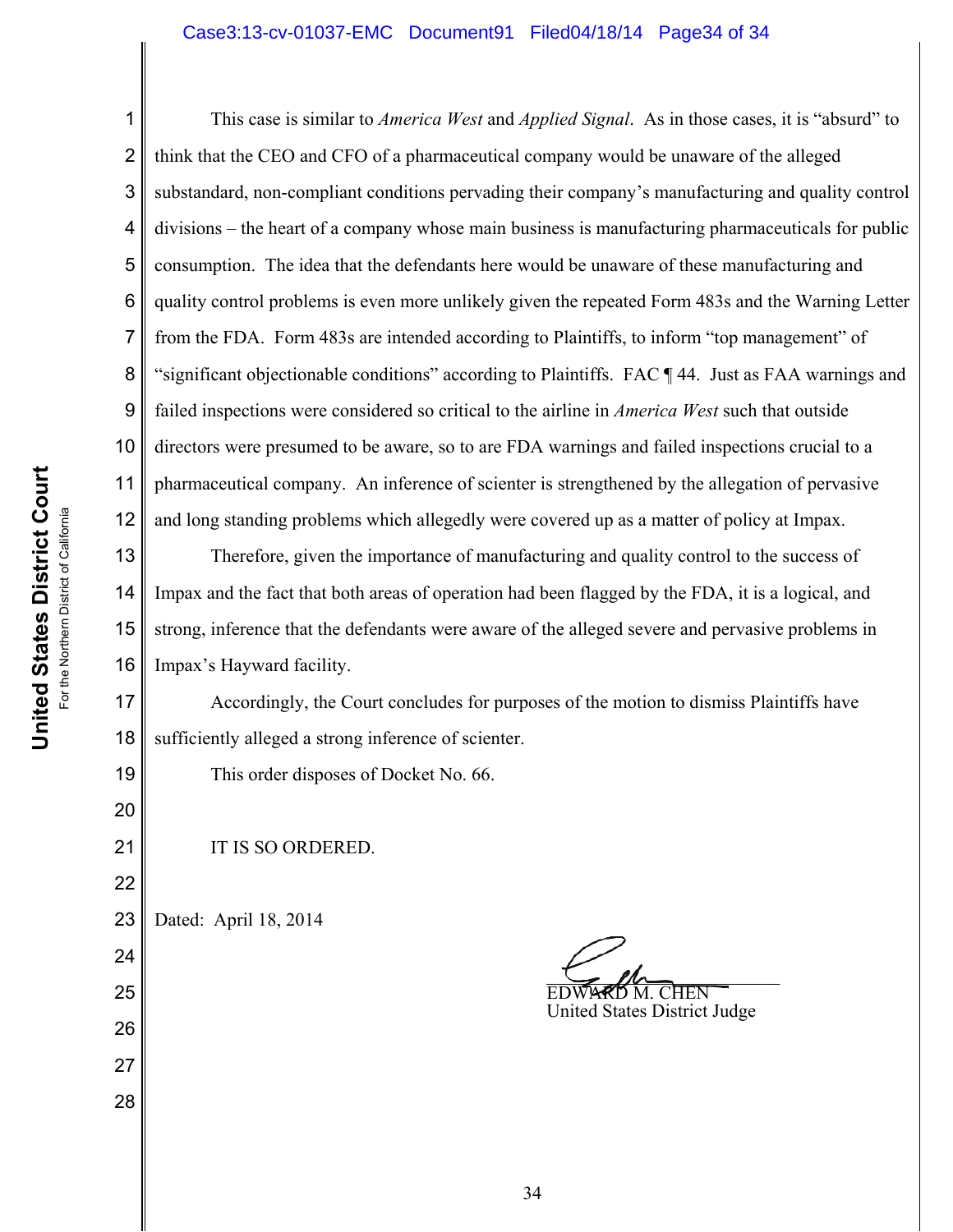This case is similar to *America West* and *Applied Signal*. As in those cases, it is "absurd" to think that the CEO and CFO of a pharmaceutical company would be unaware of the alleged substandard, non-compliant conditions pervading their company's manufacturing and quality control divisions – the heart of a company whose main business is manufacturing pharmaceuticals for public consumption. The idea that the defendants here would be unaware of these manufacturing and quality control problems is even more unlikely given the repeated Form 483s and the Warning Letter from the FDA. Form 483s are intended according to Plaintiffs, to inform "top management" of "significant objectionable conditions" according to Plaintiffs. FAC ¶ 44. Just as FAA warnings and failed inspections were considered so critical to the airline in *America West* such that outside directors were presumed to be aware, so to are FDA warnings and failed inspections crucial to a pharmaceutical company. An inference of scienter is strengthened by the allegation of pervasive and long standing problems which allegedly were covered up as a matter of policy at Impax.

Therefore, given the importance of manufacturing and quality control to the success of Impax and the fact that both areas of operation had been flagged by the FDA, it is a logical, and strong, inference that the defendants were aware of the alleged severe and pervasive problems in Impax's Hayward facility.

Accordingly, the Court concludes for purposes of the motion to dismiss Plaintiffs have sufficiently alleged a strong inference of scienter.

This order disposes of Docket No. 66.

IT IS SO ORDERED.

Dated: April 18, 2014

EDWARD M. CHEN
United States District Judge